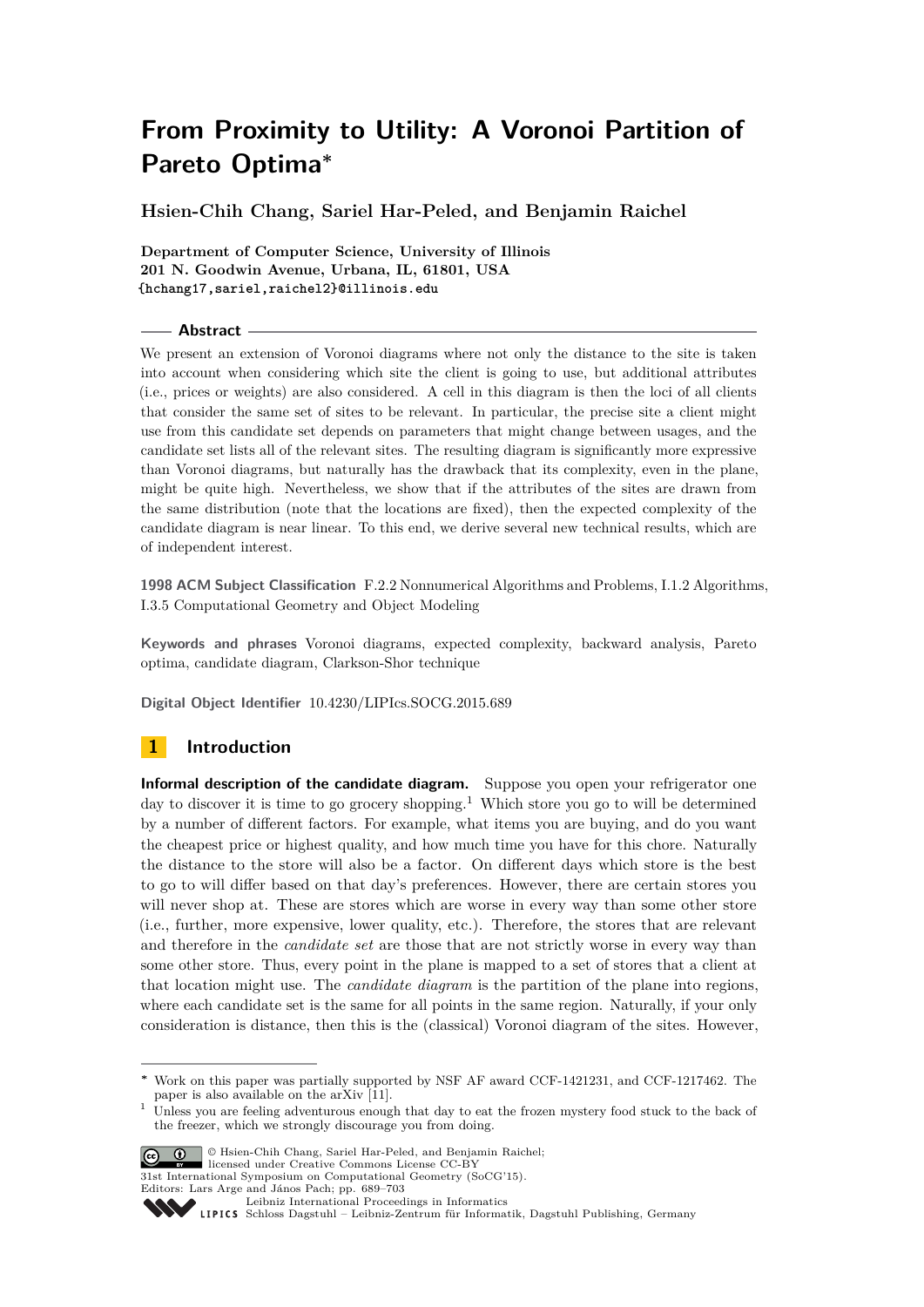# From Proximity to Utility: A Voronoi Partition of Pareto Optima*

**Hsien-Chih Chang, Sariel Har-Peled, and Benjamin Raichel**

**Department of Computer Science, University of Illinois**
**201 N. Goodwin Avenue, Urbana, IL, 61801, USA**
**{hchang17,sariel,raichel2}@illinois.edu**

## Abstract

We present an extension of Voronoi diagrams where not only the distance to the site is taken into account when considering which site the client is going to use, but additional attributes (i.e., prices or weights) are also considered. A cell in this diagram is then the loci of all clients that consider the same set of sites to be relevant. In particular, the precise site a client might use from this candidate set depends on parameters that might change between usages, and the candidate set lists all of the relevant sites. The resulting diagram is significantly more expressive than Voronoi diagrams, but naturally has the drawback that its complexity, even in the plane, might be quite high. Nevertheless, we show that if the attributes of the sites are drawn from the same distribution (note that the locations are fixed), then the expected complexity of the candidate diagram is near linear. To this end, we derive several new technical results, which are of independent interest.

**1998 ACM Subject Classification** F.2.2 Nonnumerical Algorithms and Problems, I.1.2 Algorithms, I.3.5 Computational Geometry and Object Modeling

**Keywords and phrases** Voronoi diagrams, expected complexity, backward analysis, Pareto optima, candidate diagram, Clarkson-Shor technique

**Digital Object Identifier** 10.4230/LIPIcs.SOCG.2015.689

## 1 Introduction

**Informal description of the candidate diagram.** Suppose you open your refrigerator one day to discover it is time to go grocery shopping.[1] Which store you go to will be determined by a number of different factors. For example, what items you are buying, and do you want the cheapest price or highest quality, and how much time you have for this chore. Naturally the distance to the store will also be a factor. On different days which store is the best to go to will differ based on that day's preferences. However, there are certain stores you will never shop at. These are stores which are worse in every way than some other store (i.e., further, more expensive, lower quality, etc.). Therefore, the stores that are relevant and therefore in the *candidate set* are those that are not strictly worse in every way than some other store. Thus, every point in the plane is mapped to a set of stores that a client at that location might use. The *candidate diagram* is the partition of the plane into regions, where each candidate set is the same for all points in the same region. Naturally, if your only consideration is distance, then this is the (classical) Voronoi diagram of the sites. However,

* Work on this paper was partially supported by NSF AF award CCF-1421231, and CCF-1217462. The paper is also available on the arXiv [11].

[1] Unless you are feeling adventurous enough that day to eat the frozen mystery food stuck to the back of the freezer, which we strongly discourage you from doing.

© Hsien-Chih Chang, Sariel Har-Peled, and Benjamin Raichel; licensed under Creative Commons License CC-BY
31st International Symposium on Computational Geometry (SoCG'15).
Editors: Lars Arge and János Pach; pp. 689–703
Leibniz International Proceedings in Informatics
LIPICS Schloss Dagstuhl – Leibniz-Zentrum für Informatik, Dagstuhl Publishing, Germany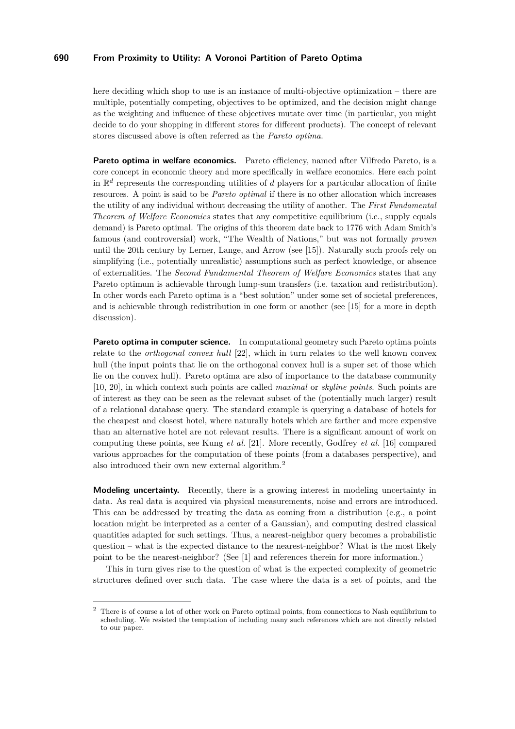here deciding which shop to use is an instance of multi-objective optimization – there are multiple, potentially competing, objectives to be optimized, and the decision might change as the weighting and influence of these objectives mutate over time (in particular, you might decide to do your shopping in different stores for different products). The concept of relevant stores discussed above is often referred as the *Pareto optima*.

**Pareto optima in welfare economics.** Pareto efficiency, named after Vilfredo Pareto, is a core concept in economic theory and more specifically in welfare economics. Here each point in $\mathbb{R}^d$ represents the corresponding utilities of $d$ players for a particular allocation of finite resources. A point is said to be *Pareto optimal* if there is no other allocation which increases the utility of any individual without decreasing the utility of another. The *First Fundamental Theorem of Welfare Economics* states that any competitive equilibrium (i.e., supply equals demand) is Pareto optimal. The origins of this theorem date back to 1776 with Adam Smith's famous (and controversial) work, "The Wealth of Nations," but was not formally *proven* until the 20th century by Lerner, Lange, and Arrow (see [15]). Naturally such proofs rely on simplifying (i.e., potentially unrealistic) assumptions such as perfect knowledge, or absence of externalities. The *Second Fundamental Theorem of Welfare Economics* states that any Pareto optimum is achievable through lump-sum transfers (i.e. taxation and redistribution). In other words each Pareto optima is a "best solution" under some set of societal preferences, and is achievable through redistribution in one form or another (see [15] for a more in depth discussion).

**Pareto optima in computer science.** In computational geometry such Pareto optima points relate to the *orthogonal convex hull* [22], which in turn relates to the well known convex hull (the input points that lie on the orthogonal convex hull is a super set of those which lie on the convex hull). Pareto optima are also of importance to the database community [10, 20], in which context such points are called *maximal* or *skyline points*. Such points are of interest as they can be seen as the relevant subset of the (potentially much larger) result of a relational database query. The standard example is querying a database of hotels for the cheapest and closest hotel, where naturally hotels which are farther and more expensive than an alternative hotel are not relevant results. There is a significant amount of work on computing these points, see Kung *et al.* [21]. More recently, Godfrey *et al.* [16] compared various approaches for the computation of these points (from a databases perspective), and also introduced their own new external algorithm.[2]

**Modeling uncertainty.** Recently, there is a growing interest in modeling uncertainty in data. As real data is acquired via physical measurements, noise and errors are introduced. This can be addressed by treating the data as coming from a distribution (e.g., a point location might be interpreted as a center of a Gaussian), and computing desired classical quantities adapted for such settings. Thus, a nearest-neighbor query becomes a probabilistic question – what is the expected distance to the nearest-neighbor? What is the most likely point to be the nearest-neighbor? (See [1] and references therein for more information.)

This in turn gives rise to the question of what is the expected complexity of geometric structures defined over such data. The case where the data is a set of points, and the

[2] There is of course a lot of other work on Pareto optimal points, from connections to Nash equilibrium to scheduling. We resisted the temptation of including many such references which are not directly related to our paper.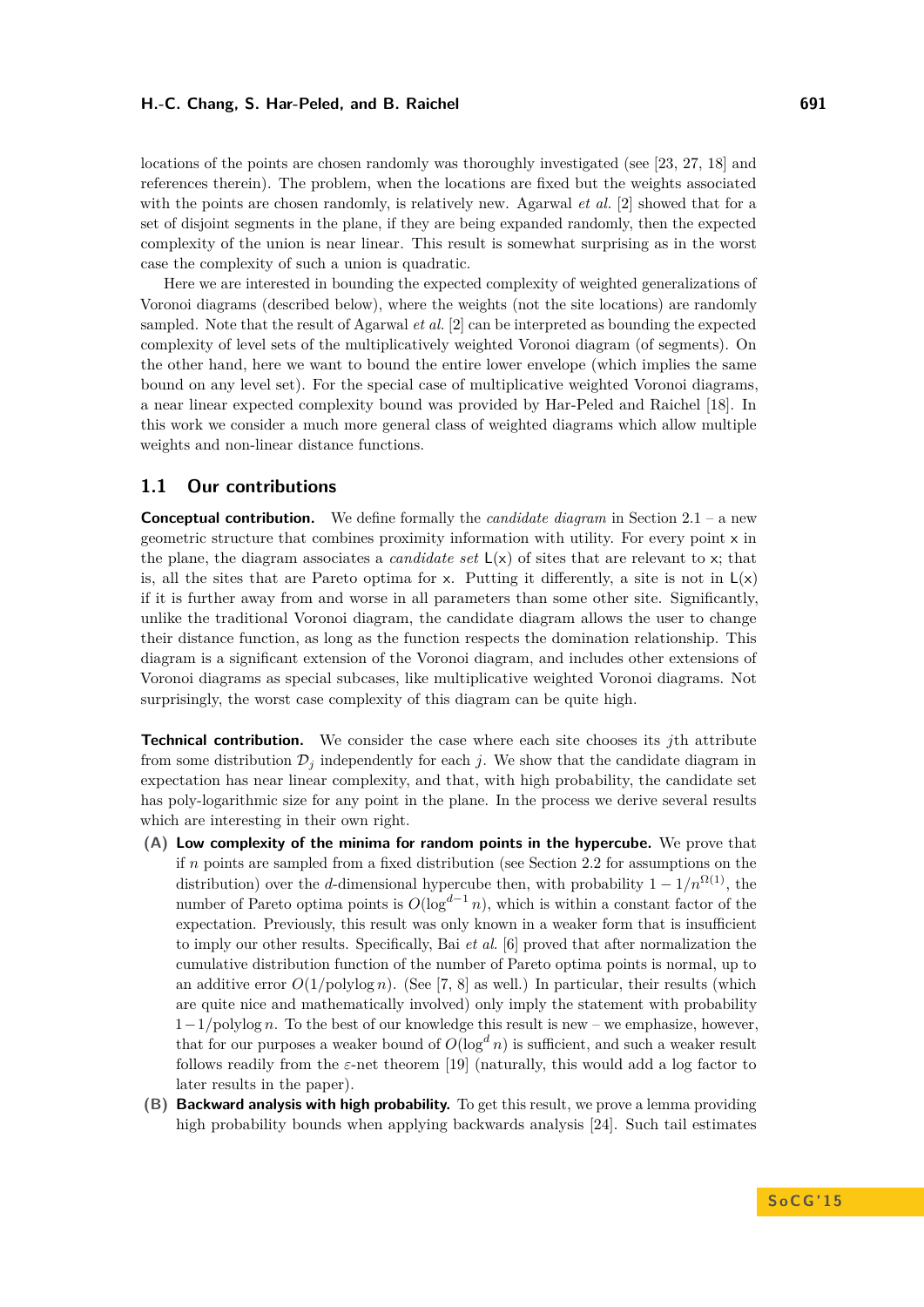locations of the points are chosen randomly was thoroughly investigated (see [23, 27, 18] and references therein). The problem, when the locations are fixed but the weights associated with the points are chosen randomly, is relatively new. Agarwal *et al.* [2] showed that for a set of disjoint segments in the plane, if they are being expanded randomly, then the expected complexity of the union is near linear. This result is somewhat surprising as in the worst case the complexity of such a union is quadratic.

Here we are interested in bounding the expected complexity of weighted generalizations of Voronoi diagrams (described below), where the weights (not the site locations) are randomly sampled. Note that the result of Agarwal *et al.* [2] can be interpreted as bounding the expected complexity of level sets of the multiplicatively weighted Voronoi diagram (of segments). On the other hand, here we want to bound the entire lower envelope (which implies the same bound on any level set). For the special case of multiplicative weighted Voronoi diagrams, a near linear expected complexity bound was provided by Har-Peled and Raichel [18]. In this work we consider a much more general class of weighted diagrams which allow multiple weights and non-linear distance functions.

## 1.1 Our contributions

**Conceptual contribution.** We define formally the *candidate diagram* in Section 2.1 – a new geometric structure that combines proximity information with utility. For every point $\mathsf{x}$ in the plane, the diagram associates a *candidate set* $\mathsf{L}(\mathsf{x})$ of sites that are relevant to $\mathsf{x}$; that is, all the sites that are Pareto optima for $\mathsf{x}$. Putting it differently, a site is not in $\mathsf{L}(\mathsf{x})$ if it is further away from and worse in all parameters than some other site. Significantly, unlike the traditional Voronoi diagram, the candidate diagram allows the user to change their distance function, as long as the function respects the domination relationship. This diagram is a significant extension of the Voronoi diagram, and includes other extensions of Voronoi diagrams as special subcases, like multiplicative weighted Voronoi diagrams. Not surprisingly, the worst case complexity of this diagram can be quite high.

**Technical contribution.** We consider the case where each site chooses its $j$th attribute from some distribution $\mathcal{D}_j$ independently for each $j$. We show that the candidate diagram in expectation has near linear complexity, and that, with high probability, the candidate set has poly-logarithmic size for any point in the plane. In the process we derive several results which are interesting in their own right.

- **(A) Low complexity of the minima for random points in the hypercube.** We prove that if $n$ points are sampled from a fixed distribution (see Section 2.2 for assumptions on the distribution) over the $d$-dimensional hypercube then, with probability $1 - 1/n^{\Omega(1)}$, the number of Pareto optima points is $O(\log^{d-1} n)$, which is within a constant factor of the expectation. Previously, this result was only known in a weaker form that is insufficient to imply our other results. Specifically, Bai *et al.* [6] proved that after normalization the cumulative distribution function of the number of Pareto optima points is normal, up to an additive error $O(1/\operatorname{polylog} n)$. (See [7, 8] as well.) In particular, their results (which are quite nice and mathematically involved) only imply the statement with probability $1-1/\operatorname{polylog} n$. To the best of our knowledge this result is new – we emphasize, however, that for our purposes a weaker bound of $O(\log^d n)$ is sufficient, and such a weaker result follows readily from the $\varepsilon$-net theorem [19] (naturally, this would add a log factor to later results in the paper).
- **(B) Backward analysis with high probability.** To get this result, we prove a lemma providing high probability bounds when applying backwards analysis [24]. Such tail estimates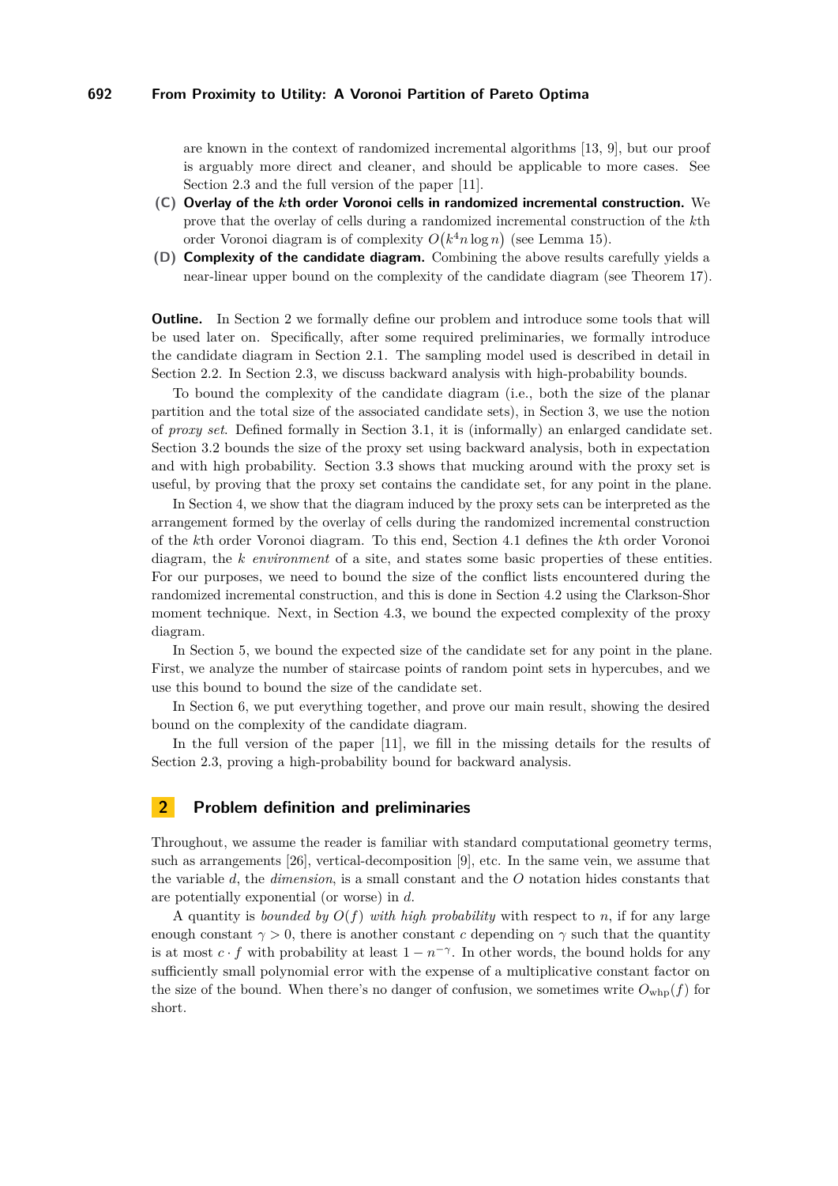are known in the context of randomized incremental algorithms [13, 9], but our proof is arguably more direct and cleaner, and should be applicable to more cases. See Section 2.3 and the full version of the paper [11].

- **(C) Overlay of the $k$th order Voronoi cells in randomized incremental construction.** We prove that the overlay of cells during a randomized incremental construction of the $k$th order Voronoi diagram is of complexity $O(k^4 n \log n)$ (see Lemma 15).
- **(D) Complexity of the candidate diagram.** Combining the above results carefully yields a near-linear upper bound on the complexity of the candidate diagram (see Theorem 17).

**Outline.** In Section 2 we formally define our problem and introduce some tools that will be used later on. Specifically, after some required preliminaries, we formally introduce the candidate diagram in Section 2.1. The sampling model used is described in detail in Section 2.2. In Section 2.3, we discuss backward analysis with high-probability bounds.

To bound the complexity of the candidate diagram (i.e., both the size of the planar partition and the total size of the associated candidate sets), in Section 3, we use the notion of *proxy set*. Defined formally in Section 3.1, it is (informally) an enlarged candidate set. Section 3.2 bounds the size of the proxy set using backward analysis, both in expectation and with high probability. Section 3.3 shows that mucking around with the proxy set is useful, by proving that the proxy set contains the candidate set, for any point in the plane.

In Section 4, we show that the diagram induced by the proxy sets can be interpreted as the arrangement formed by the overlay of cells during the randomized incremental construction of the $k$th order Voronoi diagram. To this end, Section 4.1 defines the $k$th order Voronoi diagram, the *k environment* of a site, and states some basic properties of these entities. For our purposes, we need to bound the size of the conflict lists encountered during the randomized incremental construction, and this is done in Section 4.2 using the Clarkson-Shor moment technique. Next, in Section 4.3, we bound the expected complexity of the proxy diagram.

In Section 5, we bound the expected size of the candidate set for any point in the plane. First, we analyze the number of staircase points of random point sets in hypercubes, and we use this bound to bound the size of the candidate set.

In Section 6, we put everything together, and prove our main result, showing the desired bound on the complexity of the candidate diagram.

In the full version of the paper [11], we fill in the missing details for the results of Section 2.3, proving a high-probability bound for backward analysis.

## 2 Problem definition and preliminaries

Throughout, we assume the reader is familiar with standard computational geometry terms, such as arrangements [26], vertical-decomposition [9], etc. In the same vein, we assume that the variable $d$, the *dimension*, is a small constant and the $O$ notation hides constants that are potentially exponential (or worse) in $d$.

A quantity is *bounded by $O(f)$ with high probability* with respect to $n$, if for any large enough constant $\gamma > 0$, there is another constant $c$ depending on $\gamma$ such that the quantity is at most $c \cdot f$ with probability at least $1 - n^{-\gamma}$. In other words, the bound holds for any sufficiently small polynomial error with the expense of a multiplicative constant factor on the size of the bound. When there's no danger of confusion, we sometimes write $O_{\text{whp}}(f)$ for short.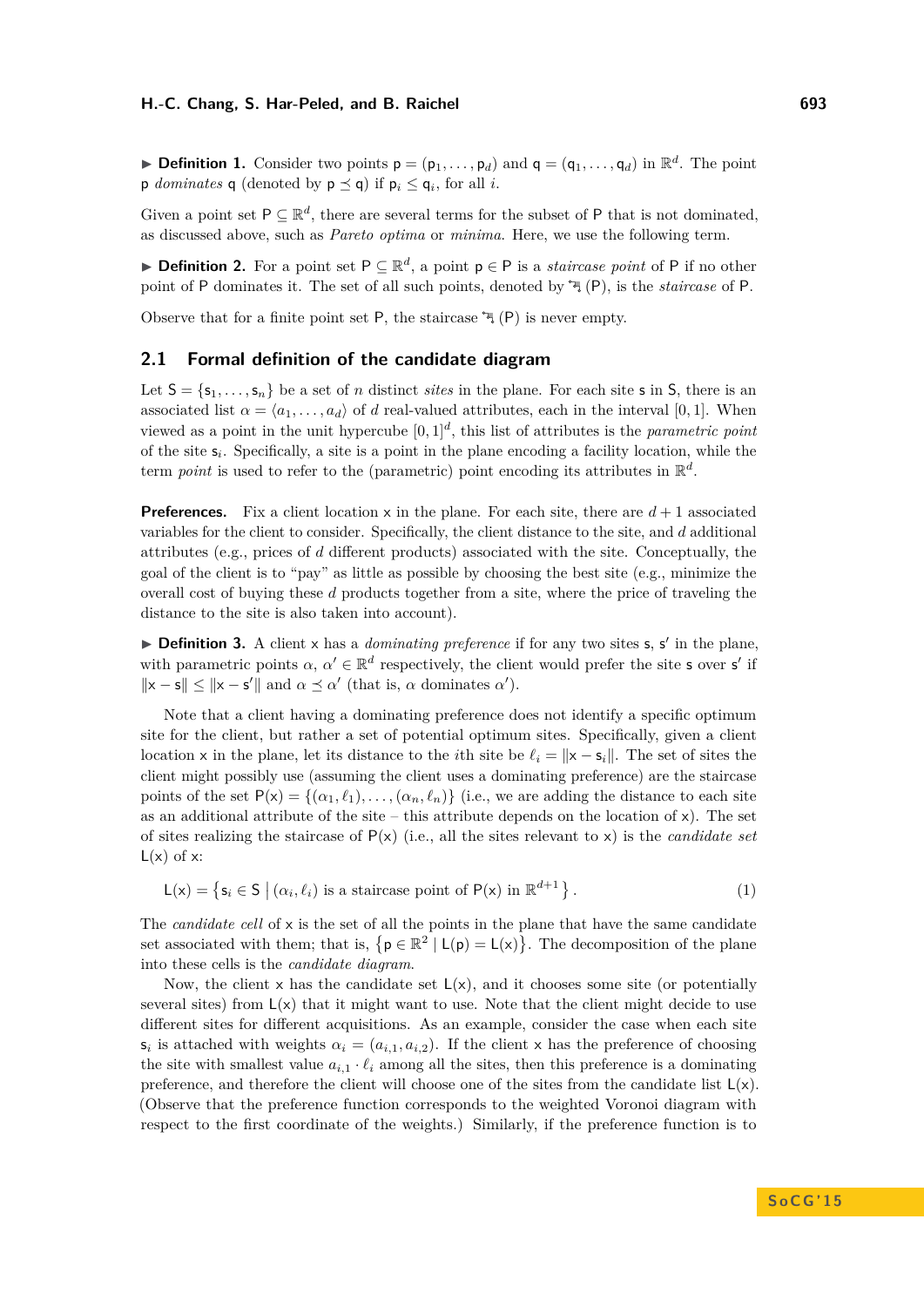▶ **Definition 1.** Consider two points $\mathsf{p} = (\mathsf{p}_1, \ldots, \mathsf{p}_d)$ and $\mathsf{q} = (\mathsf{q}_1, \ldots, \mathsf{q}_d)$ in $\mathbb{R}^d$. The point $\mathsf{p}$ *dominates* $\mathsf{q}$ (denoted by $\mathsf{p} \preceq \mathsf{q}$) if $\mathsf{p}_i \leq \mathsf{q}_i$, for all $i$.

Given a point set $\mathsf{P} \subseteq \mathbb{R}^d$, there are several terms for the subset of $\mathsf{P}$ that is not dominated, as discussed above, such as *Pareto optima* or *minima*. Here, we use the following term.

▶ **Definition 2.** For a point set $\mathsf{P} \subseteq \mathbb{R}^d$, a point $\mathsf{p} \in \mathsf{P}$ is a *staircase point* of $\mathsf{P}$ if no other point of $\mathsf{P}$ dominates it. The set of all such points, denoted by $⬐(\mathsf{P})$, is the *staircase* of $\mathsf{P}$.

Observe that for a finite point set $\mathsf{P}$, the staircase $⬐(\mathsf{P})$ is never empty.

## 2.1 Formal definition of the candidate diagram

Let $\mathsf{S} = \{\mathsf{s}_1, \ldots, \mathsf{s}_n\}$ be a set of $n$ distinct *sites* in the plane. For each site $\mathsf{s}$ in $\mathsf{S}$, there is an associated list $\alpha = \langle a_1, \ldots, a_d \rangle$ of $d$ real-valued attributes, each in the interval $[0, 1]$. When viewed as a point in the unit hypercube $[0, 1]^d$, this list of attributes is the *parametric point* of the site $\mathsf{s}_i$. Specifically, a site is a point in the plane encoding a facility location, while the term *point* is used to refer to the (parametric) point encoding its attributes in $\mathbb{R}^d$.

**Preferences.** Fix a client location $\mathsf{x}$ in the plane. For each site, there are $d + 1$ associated variables for the client to consider. Specifically, the client distance to the site, and $d$ additional attributes (e.g., prices of $d$ different products) associated with the site. Conceptually, the goal of the client is to "pay" as little as possible by choosing the best site (e.g., minimize the overall cost of buying these $d$ products together from a site, where the price of traveling the distance to the site is also taken into account).

▶ **Definition 3.** A client $\mathsf{x}$ has a *dominating preference* if for any two sites $\mathsf{s}$, $\mathsf{s}'$ in the plane, with parametric points $\alpha$, $\alpha' \in \mathbb{R}^d$ respectively, the client would prefer the site $\mathsf{s}$ over $\mathsf{s}'$ if $\|\mathsf{x} - \mathsf{s}\| \leq \|\mathsf{x} - \mathsf{s}'\|$ and $\alpha \preceq \alpha'$ (that is, $\alpha$ dominates $\alpha'$).

Note that a client having a dominating preference does not identify a specific optimum site for the client, but rather a set of potential optimum sites. Specifically, given a client location $\mathsf{x}$ in the plane, let its distance to the $i$th site be $\ell_i = \|\mathsf{x} - \mathsf{s}_i\|$. The set of sites the client might possibly use (assuming the client uses a dominating preference) are the staircase points of the set $\mathsf{P}(\mathsf{x}) = \{(\alpha_1, \ell_1), \ldots, (\alpha_n, \ell_n)\}$ (i.e., we are adding the distance to each site as an additional attribute of the site – this attribute depends on the location of $\mathsf{x}$). The set of sites realizing the staircase of $\mathsf{P}(\mathsf{x})$ (i.e., all the sites relevant to $\mathsf{x}$) is the *candidate set* $\mathsf{L}(\mathsf{x})$ of $\mathsf{x}$:

$$\mathsf{L}(\mathsf{x}) = \left\{ \mathsf{s}_i \in \mathsf{S} \;\middle|\; (\alpha_i, \ell_i) \text{ is a staircase point of } \mathsf{P}(\mathsf{x}) \text{ in } \mathbb{R}^{d+1} \right\}. \tag{1}$$

The *candidate cell* of $\mathsf{x}$ is the set of all the points in the plane that have the same candidate set associated with them; that is, $\left\{ \mathsf{p} \in \mathbb{R}^2 \mid \mathsf{L}(\mathsf{p}) = \mathsf{L}(\mathsf{x}) \right\}$. The decomposition of the plane into these cells is the *candidate diagram*.

Now, the client $\mathsf{x}$ has the candidate set $\mathsf{L}(\mathsf{x})$, and it chooses some site (or potentially several sites) from $\mathsf{L}(\mathsf{x})$ that it might want to use. Note that the client might decide to use different sites for different acquisitions. As an example, consider the case when each site $\mathsf{s}_i$ is attached with weights $\alpha_i = (a_{i,1}, a_{i,2})$. If the client $\mathsf{x}$ has the preference of choosing the site with smallest value $a_{i,1} \cdot \ell_i$ among all the sites, then this preference is a dominating preference, and therefore the client will choose one of the sites from the candidate list $\mathsf{L}(\mathsf{x})$. (Observe that the preference function corresponds to the weighted Voronoi diagram with respect to the first coordinate of the weights.) Similarly, if the preference function is to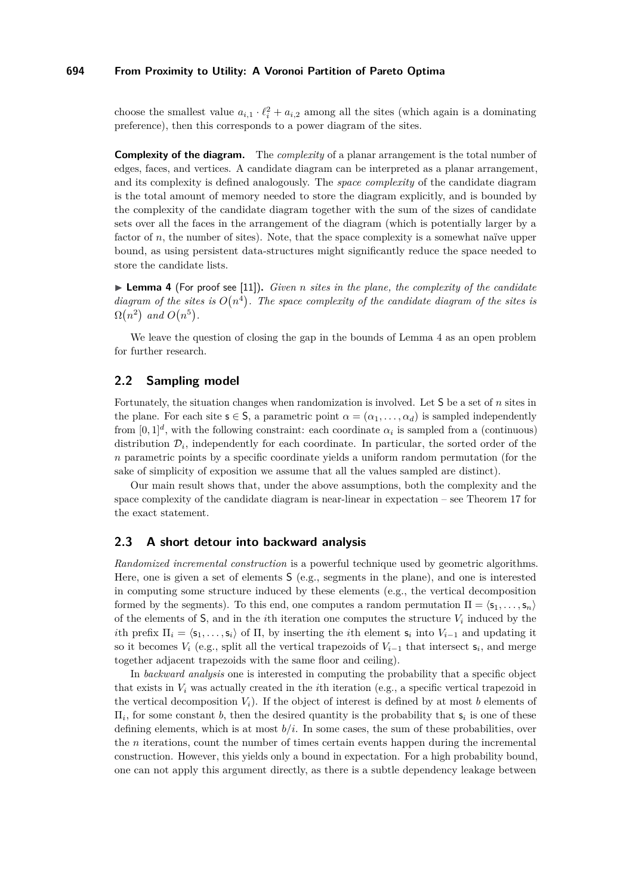choose the smallest value $a_{i,1} \cdot \ell_i^2 + a_{i,2}$ among all the sites (which again is a dominating preference), then this corresponds to a power diagram of the sites.

**Complexity of the diagram.** The *complexity* of a planar arrangement is the total number of edges, faces, and vertices. A candidate diagram can be interpreted as a planar arrangement, and its complexity is defined analogously. The *space complexity* of the candidate diagram is the total amount of memory needed to store the diagram explicitly, and is bounded by the complexity of the candidate diagram together with the sum of the sizes of candidate sets over all the faces in the arrangement of the diagram (which is potentially larger by a factor of $n$, the number of sites). Note, that the space complexity is a somewhat naïve upper bound, as using persistent data-structures might significantly reduce the space needed to store the candidate lists.

▶ **Lemma 4** (For proof see [11]). *Given $n$ sites in the plane, the complexity of the candidate diagram of the sites is $O(n^4)$. The space complexity of the candidate diagram of the sites is $\Omega(n^2)$ and $O(n^5)$.*

We leave the question of closing the gap in the bounds of Lemma 4 as an open problem for further research.

## 2.2 Sampling model

Fortunately, the situation changes when randomization is involved. Let S be a set of $n$ sites in the plane. For each site $s \in S$, a parametric point $\alpha = (\alpha_1, \ldots, \alpha_d)$ is sampled independently from $[0,1]^d$, with the following constraint: each coordinate $\alpha_i$ is sampled from a (continuous) distribution $\mathcal{D}_i$, independently for each coordinate. In particular, the sorted order of the $n$ parametric points by a specific coordinate yields a uniform random permutation (for the sake of simplicity of exposition we assume that all the values sampled are distinct).

Our main result shows that, under the above assumptions, both the complexity and the space complexity of the candidate diagram is near-linear in expectation – see Theorem 17 for the exact statement.

## 2.3 A short detour into backward analysis

*Randomized incremental construction* is a powerful technique used by geometric algorithms. Here, one is given a set of elements S (e.g., segments in the plane), and one is interested in computing some structure induced by these elements (e.g., the vertical decomposition formed by the segments). To this end, one computes a random permutation $\Pi = \langle s_1, \ldots, s_n \rangle$ of the elements of S, and in the $i$th iteration one computes the structure $V_i$ induced by the $i$th prefix $\Pi_i = \langle s_1, \ldots, s_i \rangle$ of $\Pi$, by inserting the $i$th element $s_i$ into $V_{i-1}$ and updating it so it becomes $V_i$ (e.g., split all the vertical trapezoids of $V_{i-1}$ that intersect $s_i$, and merge together adjacent trapezoids with the same floor and ceiling).

In *backward analysis* one is interested in computing the probability that a specific object that exists in $V_i$ was actually created in the $i$th iteration (e.g., a specific vertical trapezoid in the vertical decomposition $V_i$). If the object of interest is defined by at most $b$ elements of $\Pi_i$, for some constant $b$, then the desired quantity is the probability that $s_i$ is one of these defining elements, which is at most $b/i$. In some cases, the sum of these probabilities, over the $n$ iterations, count the number of times certain events happen during the incremental construction. However, this yields only a bound in expectation. For a high probability bound, one can not apply this argument directly, as there is a subtle dependency leakage between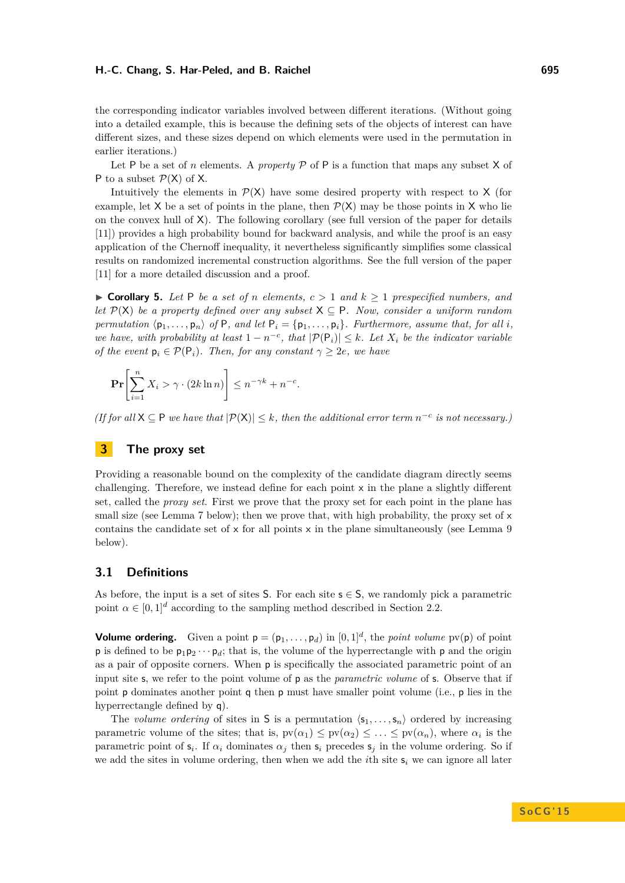the corresponding indicator variables involved between different iterations. (Without going into a detailed example, this is because the defining sets of the objects of interest can have different sizes, and these sizes depend on which elements were used in the permutation in earlier iterations.)

Let $\mathsf{P}$ be a set of $n$ elements. A *property* $\mathcal{P}$ of $\mathsf{P}$ is a function that maps any subset $\mathsf{X}$ of $\mathsf{P}$ to a subset $\mathcal{P}(\mathsf{X})$ of $\mathsf{X}$.

Intuitively the elements in $\mathcal{P}(\mathsf{X})$ have some desired property with respect to $\mathsf{X}$ (for example, let $\mathsf{X}$ be a set of points in the plane, then $\mathcal{P}(\mathsf{X})$ may be those points in $\mathsf{X}$ who lie on the convex hull of $\mathsf{X}$). The following corollary (see full version of the paper for details [11]) provides a high probability bound for backward analysis, and while the proof is an easy application of the Chernoff inequality, it nevertheless significantly simplifies some classical results on randomized incremental construction algorithms. See the full version of the paper [11] for a more detailed discussion and a proof.

▶ **Corollary 5.** *Let $\mathsf{P}$ be a set of $n$ elements, $c > 1$ and $k \geq 1$ prespecified numbers, and let $\mathcal{P}(\mathsf{X})$ be a property defined over any subset $\mathsf{X} \subseteq \mathsf{P}$. Now, consider a uniform random permutation $\langle \mathsf{p}_1, \ldots, \mathsf{p}_n \rangle$ of $\mathsf{P}$, and let $\mathsf{P}_i = \{\mathsf{p}_1, \ldots, \mathsf{p}_i\}$. Furthermore, assume that, for all $i$, we have, with probability at least $1 - n^{-c}$, that $|\mathcal{P}(\mathsf{P}_i)| \leq k$. Let $X_i$ be the indicator variable of the event $\mathsf{p}_i \in \mathcal{P}(\mathsf{P}_i)$. Then, for any constant $\gamma \geq 2e$, we have*

$$\mathbf{Pr}\left[\sum_{i=1}^{n} X_i > \gamma \cdot (2k \ln n)\right] \leq n^{-\gamma k} + n^{-c}.$$

*(If for all $\mathsf{X} \subseteq \mathsf{P}$ we have that $|\mathcal{P}(\mathsf{X})| \leq k$, then the additional error term $n^{-c}$ is not necessary.)*

# 3 The proxy set

Providing a reasonable bound on the complexity of the candidate diagram directly seems challenging. Therefore, we instead define for each point $\mathsf{x}$ in the plane a slightly different set, called the *proxy set*. First we prove that the proxy set for each point in the plane has small size (see Lemma 7 below); then we prove that, with high probability, the proxy set of $\mathsf{x}$ contains the candidate set of $\mathsf{x}$ for all points $\mathsf{x}$ in the plane simultaneously (see Lemma 9 below).

## 3.1 Definitions

As before, the input is a set of sites $\mathsf{S}$. For each site $\mathsf{s} \in \mathsf{S}$, we randomly pick a parametric point $\alpha \in [0,1]^d$ according to the sampling method described in Section 2.2.

**Volume ordering.** Given a point $\mathsf{p} = (\mathsf{p}_1, \ldots, \mathsf{p}_d)$ in $[0,1]^d$, the *point volume* $\mathrm{pv}(\mathsf{p})$ of point $\mathsf{p}$ is defined to be $\mathsf{p}_1 \mathsf{p}_2 \cdots \mathsf{p}_d$; that is, the volume of the hyperrectangle with $\mathsf{p}$ and the origin as a pair of opposite corners. When $\mathsf{p}$ is specifically the associated parametric point of an input site $\mathsf{s}$, we refer to the point volume of $\mathsf{p}$ as the *parametric volume* of $\mathsf{s}$. Observe that if point $\mathsf{p}$ dominates another point $\mathsf{q}$ then $\mathsf{p}$ must have smaller point volume (i.e., $\mathsf{p}$ lies in the hyperrectangle defined by $\mathsf{q}$).

The *volume ordering* of sites in $\mathsf{S}$ is a permutation $\langle \mathsf{s}_1, \ldots, \mathsf{s}_n \rangle$ ordered by increasing parametric volume of the sites; that is, $\mathrm{pv}(\alpha_1) \leq \mathrm{pv}(\alpha_2) \leq \ldots \leq \mathrm{pv}(\alpha_n)$, where $\alpha_i$ is the parametric point of $\mathsf{s}_i$. If $\alpha_i$ dominates $\alpha_j$ then $\mathsf{s}_i$ precedes $\mathsf{s}_j$ in the volume ordering. So if we add the sites in volume ordering, then when we add the $i$th site $\mathsf{s}_i$ we can ignore all later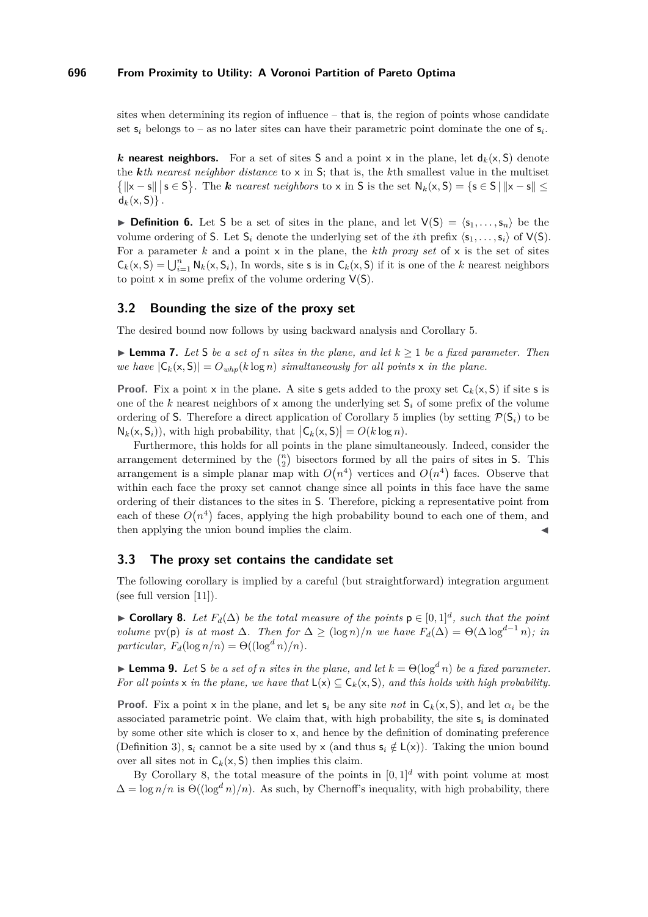sites when determining its region of influence – that is, the region of points whose candidate set $\mathsf{s}_i$ belongs to – as no later sites can have their parametric point dominate the one of $\mathsf{s}_i$.

***k* nearest neighbors.** For a set of sites $\mathsf{S}$ and a point $\mathsf{x}$ in the plane, let $\mathsf{d}_k(\mathsf{x}, \mathsf{S})$ denote the ***k*th *nearest neighbor distance*** to $\mathsf{x}$ in $\mathsf{S}$; that is, the $k$th smallest value in the multiset $\{\|\mathsf{x} - \mathsf{s}\| \mid \mathsf{s} \in \mathsf{S}\}$. The ***k* *nearest neighbors*** to $\mathsf{x}$ in $\mathsf{S}$ is the set $\mathsf{N}_k(\mathsf{x}, \mathsf{S}) = \{\mathsf{s} \in \mathsf{S} \mid \|\mathsf{x} - \mathsf{s}\| \leq \mathsf{d}_k(\mathsf{x}, \mathsf{S})\}$.

▶ **Definition 6.** Let $\mathsf{S}$ be a set of sites in the plane, and let $\mathsf{V}(\mathsf{S}) = \langle \mathsf{s}_1, \ldots, \mathsf{s}_n \rangle$ be the volume ordering of $\mathsf{S}$. Let $\mathsf{S}_i$ denote the underlying set of the $i$th prefix $\langle \mathsf{s}_1, \ldots, \mathsf{s}_i \rangle$ of $\mathsf{V}(\mathsf{S})$. For a parameter $k$ and a point $\mathsf{x}$ in the plane, the *kth proxy set* of $\mathsf{x}$ is the set of sites $\mathsf{C}_k(\mathsf{x}, \mathsf{S}) = \bigcup_{i=1}^{n} \mathsf{N}_k(\mathsf{x}, \mathsf{S}_i)$, In words, site $\mathsf{s}$ is in $\mathsf{C}_k(\mathsf{x}, \mathsf{S})$ if it is one of the $k$ nearest neighbors to point $\mathsf{x}$ in some prefix of the volume ordering $\mathsf{V}(\mathsf{S})$.

## 3.2 Bounding the size of the proxy set

The desired bound now follows by using backward analysis and Corollary 5.

▶ **Lemma 7.** *Let $\mathsf{S}$ be a set of $n$ sites in the plane, and let $k \geq 1$ be a fixed parameter. Then we have $|\mathsf{C}_k(\mathsf{x}, \mathsf{S})| = O_{whp}(k \log n)$ simultaneously for all points $\mathsf{x}$ in the plane.*

**Proof.** Fix a point $\mathsf{x}$ in the plane. A site $\mathsf{s}$ gets added to the proxy set $\mathsf{C}_k(\mathsf{x}, \mathsf{S})$ if site $\mathsf{s}$ is one of the $k$ nearest neighbors of $\mathsf{x}$ among the underlying set $\mathsf{S}_i$ of some prefix of the volume ordering of $\mathsf{S}$. Therefore a direct application of Corollary 5 implies (by setting $\mathcal{P}(\mathsf{S}_i)$ to be $\mathsf{N}_k(\mathsf{x}, \mathsf{S}_i)$), with high probability, that $|\mathsf{C}_k(\mathsf{x}, \mathsf{S})| = O(k \log n)$.

Furthermore, this holds for all points in the plane simultaneously. Indeed, consider the arrangement determined by the $\binom{n}{2}$ bisectors formed by all the pairs of sites in $\mathsf{S}$. This arrangement is a simple planar map with $O(n^4)$ vertices and $O(n^4)$ faces. Observe that within each face the proxy set cannot change since all points in this face have the same ordering of their distances to the sites in $\mathsf{S}$. Therefore, picking a representative point from each of these $O(n^4)$ faces, applying the high probability bound to each one of them, and then applying the union bound implies the claim. ◀

## 3.3 The proxy set contains the candidate set

The following corollary is implied by a careful (but straightforward) integration argument (see full version [11]).

▶ **Corollary 8.** *Let $F_d(\Delta)$ be the total measure of the points $\mathsf{p} \in [0, 1]^d$, such that the point volume $\mathrm{pv}(\mathsf{p})$ is at most $\Delta$. Then for $\Delta \geq (\log n)/n$ we have $F_d(\Delta) = \Theta(\Delta \log^{d-1} n)$; in particular, $F_d(\log n/n) = \Theta((\log^d n)/n)$.*

▶ **Lemma 9.** *Let $\mathsf{S}$ be a set of $n$ sites in the plane, and let $k = \Theta(\log^d n)$ be a fixed parameter. For all points $\mathsf{x}$ in the plane, we have that $\mathsf{L}(\mathsf{x}) \subseteq \mathsf{C}_k(\mathsf{x}, \mathsf{S})$, and this holds with high probability.*

**Proof.** Fix a point $\mathsf{x}$ in the plane, and let $\mathsf{s}_i$ be any site *not* in $\mathsf{C}_k(\mathsf{x}, \mathsf{S})$, and let $\alpha_i$ be the associated parametric point. We claim that, with high probability, the site $\mathsf{s}_i$ is dominated by some other site which is closer to $\mathsf{x}$, and hence by the definition of dominating preference (Definition 3), $\mathsf{s}_i$ cannot be a site used by $\mathsf{x}$ (and thus $\mathsf{s}_i \notin \mathsf{L}(\mathsf{x})$). Taking the union bound over all sites not in $\mathsf{C}_k(\mathsf{x}, \mathsf{S})$ then implies this claim.

By Corollary 8, the total measure of the points in $[0, 1]^d$ with point volume at most $\Delta = \log n/n$ is $\Theta((\log^d n)/n)$. As such, by Chernoff's inequality, with high probability, there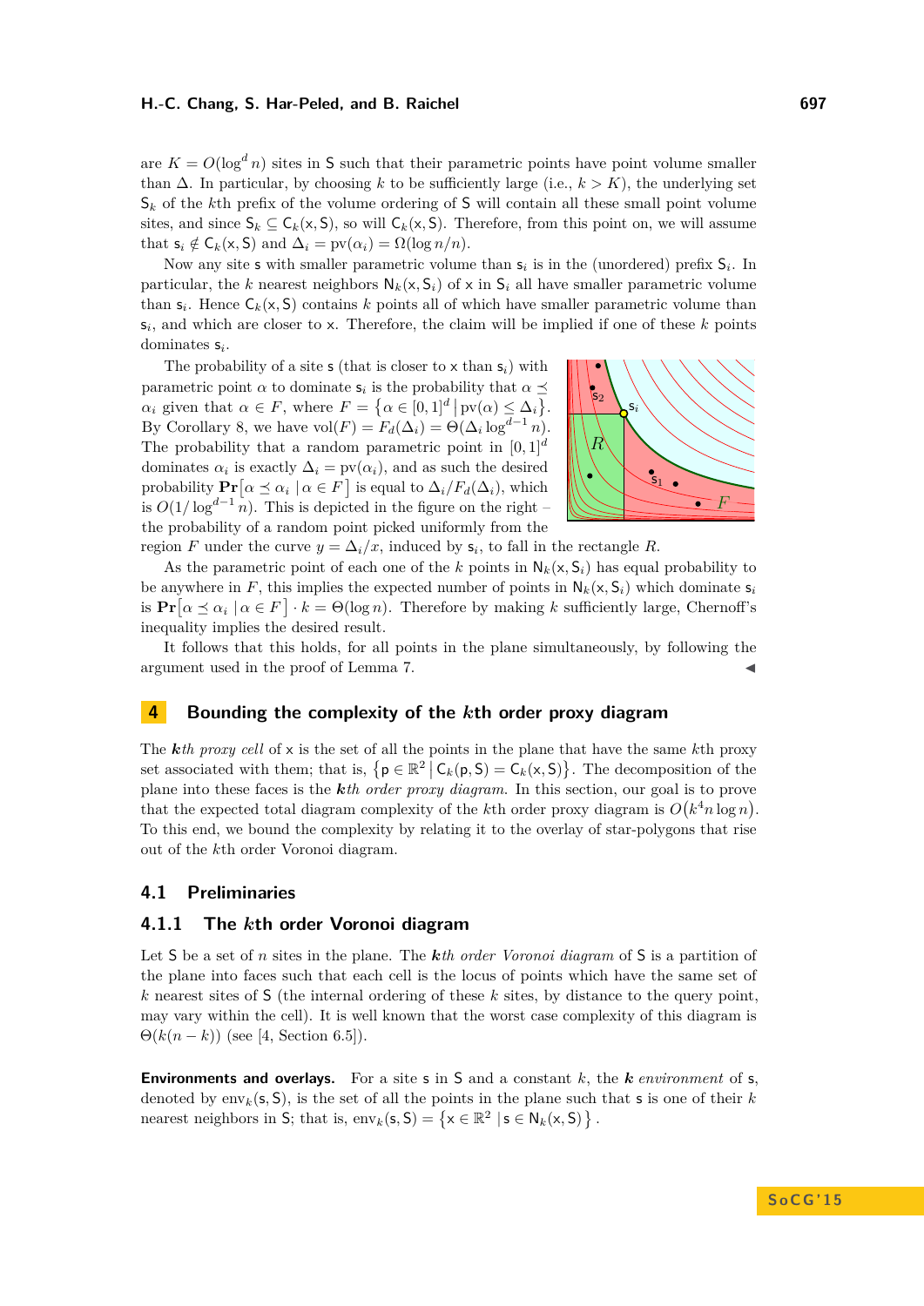are $K = O(\log^d n)$ sites in $\mathsf{S}$ such that their parametric points have point volume smaller than $\Delta$. In particular, by choosing $k$ to be sufficiently large (i.e., $k > K$), the underlying set $\mathsf{S}_k$ of the $k$th prefix of the volume ordering of $\mathsf{S}$ will contain all these small point volume sites, and since $\mathsf{S}_k \subseteq \mathsf{C}_k(\mathsf{x}, \mathsf{S})$, so will $\mathsf{C}_k(\mathsf{x}, \mathsf{S})$. Therefore, from this point on, we will assume that $\mathsf{s}_i \notin \mathsf{C}_k(\mathsf{x}, \mathsf{S})$ and $\Delta_i = \mathrm{pv}(\alpha_i) = \Omega(\log n / n)$.

Now any site $\mathsf{s}$ with smaller parametric volume than $\mathsf{s}_i$ is in the (unordered) prefix $\mathsf{S}_i$. In particular, the $k$ nearest neighbors $\mathsf{N}_k(\mathsf{x}, \mathsf{S}_i)$ of $\mathsf{x}$ in $\mathsf{S}_i$ all have smaller parametric volume than $\mathsf{s}_i$. Hence $\mathsf{C}_k(\mathsf{x}, \mathsf{S})$ contains $k$ points all of which have smaller parametric volume than $\mathsf{s}_i$, and which are closer to $\mathsf{x}$. Therefore, the claim will be implied if one of these $k$ points dominates $\mathsf{s}_i$.

The probability of a site $\mathsf{s}$ (that is closer to $\mathsf{x}$ than $\mathsf{s}_i$) with parametric point $\alpha$ to dominate $\mathsf{s}_i$ is the probability that $\alpha \preceq \alpha_i$ given that $\alpha \in F$, where $F = \left\{ \alpha \in [0,1]^d \,\middle|\, \mathrm{pv}(\alpha) \leq \Delta_i \right\}$. By Corollary 8, we have $\mathrm{vol}(F) = F_d(\Delta_i) = \Theta(\Delta_i \log^{d-1} n)$. The probability that a random parametric point in $[0,1]^d$ dominates $\alpha_i$ is exactly $\Delta_i = \mathrm{pv}(\alpha_i)$, and as such the desired probability $\mathbf{Pr}\left[\alpha \preceq \alpha_i \mid \alpha \in F\right]$ is equal to $\Delta_i / F_d(\Delta_i)$, which is $O(1/\log^{d-1} n)$. This is depicted in the figure on the right – the probability of a random point picked uniformly from the region $F$ under the curve $y = \Delta_i / x$, induced by $\mathsf{s}_i$, to fall in the rectangle $R$.

As the parametric point of each one of the $k$ points in $\mathsf{N}_k(\mathsf{x}, \mathsf{S}_i)$ has equal probability to be anywhere in $F$, this implies the expected number of points in $\mathsf{N}_k(\mathsf{x}, \mathsf{S}_i)$ which dominate $\mathsf{s}_i$ is $\mathbf{Pr}\left[\alpha \preceq \alpha_i \mid \alpha \in F\right] \cdot k = \Theta(\log n)$. Therefore by making $k$ sufficiently large, Chernoff's inequality implies the desired result.

It follows that this holds, for all points in the plane simultaneously, by following the argument used in the proof of Lemma 7. ◀

## 4 Bounding the complexity of the $k$th order proxy diagram

The ***k*th *proxy cell*** of $\mathsf{x}$ is the set of all the points in the plane that have the same $k$th proxy set associated with them; that is, $\left\{ \mathsf{p} \in \mathbb{R}^2 \,\middle|\, \mathsf{C}_k(\mathsf{p}, \mathsf{S}) = \mathsf{C}_k(\mathsf{x}, \mathsf{S}) \right\}$. The decomposition of the plane into these faces is the ***k*th *order proxy diagram***. In this section, our goal is to prove that the expected total diagram complexity of the $k$th order proxy diagram is $O(k^4 n \log n)$. To this end, we bound the complexity by relating it to the overlay of star-polygons that rise out of the $k$th order Voronoi diagram.

### 4.1 Preliminaries

#### 4.1.1 The $k$th order Voronoi diagram

Let $\mathsf{S}$ be a set of $n$ sites in the plane. The ***k*th *order Voronoi diagram*** of $\mathsf{S}$ is a partition of the plane into faces such that each cell is the locus of points which have the same set of $k$ nearest sites of $\mathsf{S}$ (the internal ordering of these $k$ sites, by distance to the query point, may vary within the cell). It is well known that the worst case complexity of this diagram is $\Theta(k(n-k))$ (see [4, Section 6.5]).

**Environments and overlays.** For a site $\mathsf{s}$ in $\mathsf{S}$ and a constant $k$, the ***k*** ***environment*** of $\mathsf{s}$, denoted by $\mathrm{env}_k(\mathsf{s}, \mathsf{S})$, is the set of all the points in the plane such that $\mathsf{s}$ is one of their $k$ nearest neighbors in $\mathsf{S}$; that is, $\mathrm{env}_k(\mathsf{s}, \mathsf{S}) = \left\{ \mathsf{x} \in \mathbb{R}^2 \,\middle|\, \mathsf{s} \in \mathsf{N}_k(\mathsf{x}, \mathsf{S}) \right\}$.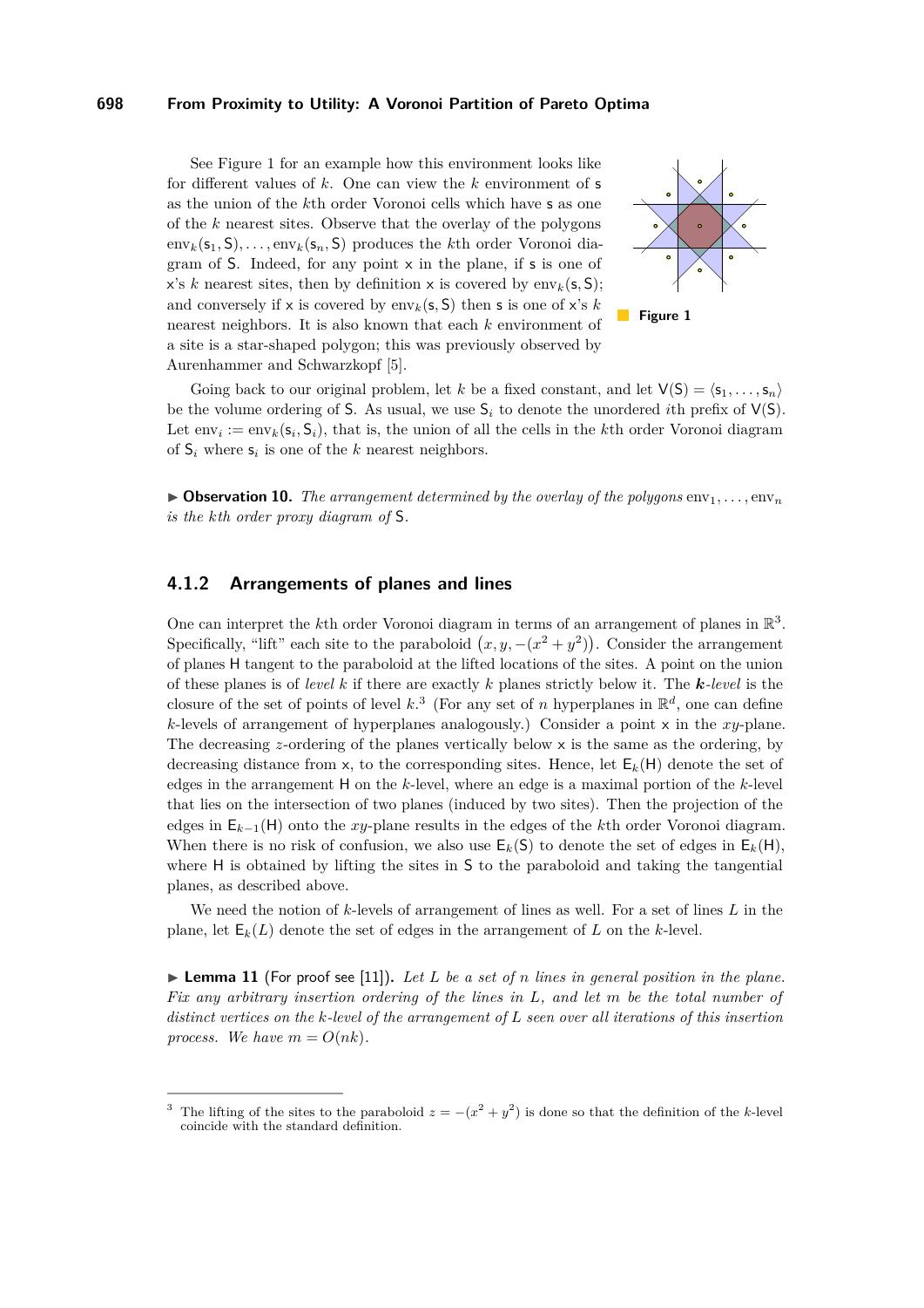See Figure 1 for an example how this environment looks like for different values of $k$. One can view the $k$ environment of $\mathsf{s}$ as the union of the $k$th order Voronoi cells which have $\mathsf{s}$ as one of the $k$ nearest sites. Observe that the overlay of the polygons $\text{env}_k(\mathsf{s}_1, \mathsf{S}), \ldots, \text{env}_k(\mathsf{s}_n, \mathsf{S})$ produces the $k$th order Voronoi diagram of $\mathsf{S}$. Indeed, for any point $\mathsf{x}$ in the plane, if $\mathsf{s}$ is one of $\mathsf{x}$'s $k$ nearest sites, then by definition $\mathsf{x}$ is covered by $\text{env}_k(\mathsf{s}, \mathsf{S})$; and conversely if $\mathsf{x}$ is covered by $\text{env}_k(\mathsf{s}, \mathsf{S})$ then $\mathsf{s}$ is one of $\mathsf{x}$'s $k$ nearest neighbors. It is also known that each $k$ environment of a site is a star-shaped polygon; this was previously observed by Aurenhammer and Schwarzkopf [5].

**Figure 1**

Going back to our original problem, let $k$ be a fixed constant, and let $\mathsf{V}(\mathsf{S}) = \langle \mathsf{s}_1, \ldots, \mathsf{s}_n \rangle$ be the volume ordering of $\mathsf{S}$. As usual, we use $\mathsf{S}_i$ to denote the unordered $i$th prefix of $\mathsf{V}(\mathsf{S})$. Let $\text{env}_i := \text{env}_k(\mathsf{s}_i, \mathsf{S}_i)$, that is, the union of all the cells in the $k$th order Voronoi diagram of $\mathsf{S}_i$ where $\mathsf{s}_i$ is one of the $k$ nearest neighbors.

▶ **Observation 10.** *The arrangement determined by the overlay of the polygons* $\text{env}_1, \ldots, \text{env}_n$ *is the $k$th order proxy diagram of* $\mathsf{S}$.

### 4.1.2 Arrangements of planes and lines

One can interpret the $k$th order Voronoi diagram in terms of an arrangement of planes in $\mathbb{R}^3$. Specifically, "lift" each site to the paraboloid $\left(x, y, -(x^2 + y^2)\right)$. Consider the arrangement of planes $\mathsf{H}$ tangent to the paraboloid at the lifted locations of the sites. A point on the union of these planes is of *level* $k$ if there are exactly $k$ planes strictly below it. The ***k**-level* is the closure of the set of points of level $k$.[3] (For any set of $n$ hyperplanes in $\mathbb{R}^d$, one can define $k$-levels of arrangement of hyperplanes analogously.) Consider a point $\mathsf{x}$ in the $xy$-plane. The decreasing $z$-ordering of the planes vertically below $\mathsf{x}$ is the same as the ordering, by decreasing distance from $\mathsf{x}$, to the corresponding sites. Hence, let $\mathsf{E}_k(\mathsf{H})$ denote the set of edges in the arrangement $\mathsf{H}$ on the $k$-level, where an edge is a maximal portion of the $k$-level that lies on the intersection of two planes (induced by two sites). Then the projection of the edges in $\mathsf{E}_{k-1}(\mathsf{H})$ onto the $xy$-plane results in the edges of the $k$th order Voronoi diagram. When there is no risk of confusion, we also use $\mathsf{E}_k(\mathsf{S})$ to denote the set of edges in $\mathsf{E}_k(\mathsf{H})$, where $\mathsf{H}$ is obtained by lifting the sites in $\mathsf{S}$ to the paraboloid and taking the tangential planes, as described above.

We need the notion of $k$-levels of arrangement of lines as well. For a set of lines $L$ in the plane, let $\mathsf{E}_k(L)$ denote the set of edges in the arrangement of $L$ on the $k$-level.

▶ **Lemma 11** (For proof see [11])**.** *Let $L$ be a set of $n$ lines in general position in the plane. Fix any arbitrary insertion ordering of the lines in $L$, and let $m$ be the total number of distinct vertices on the $k$-level of the arrangement of $L$ seen over all iterations of this insertion process. We have $m = O(nk)$.*

---

[3] The lifting of the sites to the paraboloid $z = -(x^2 + y^2)$ is done so that the definition of the $k$-level coincide with the standard definition.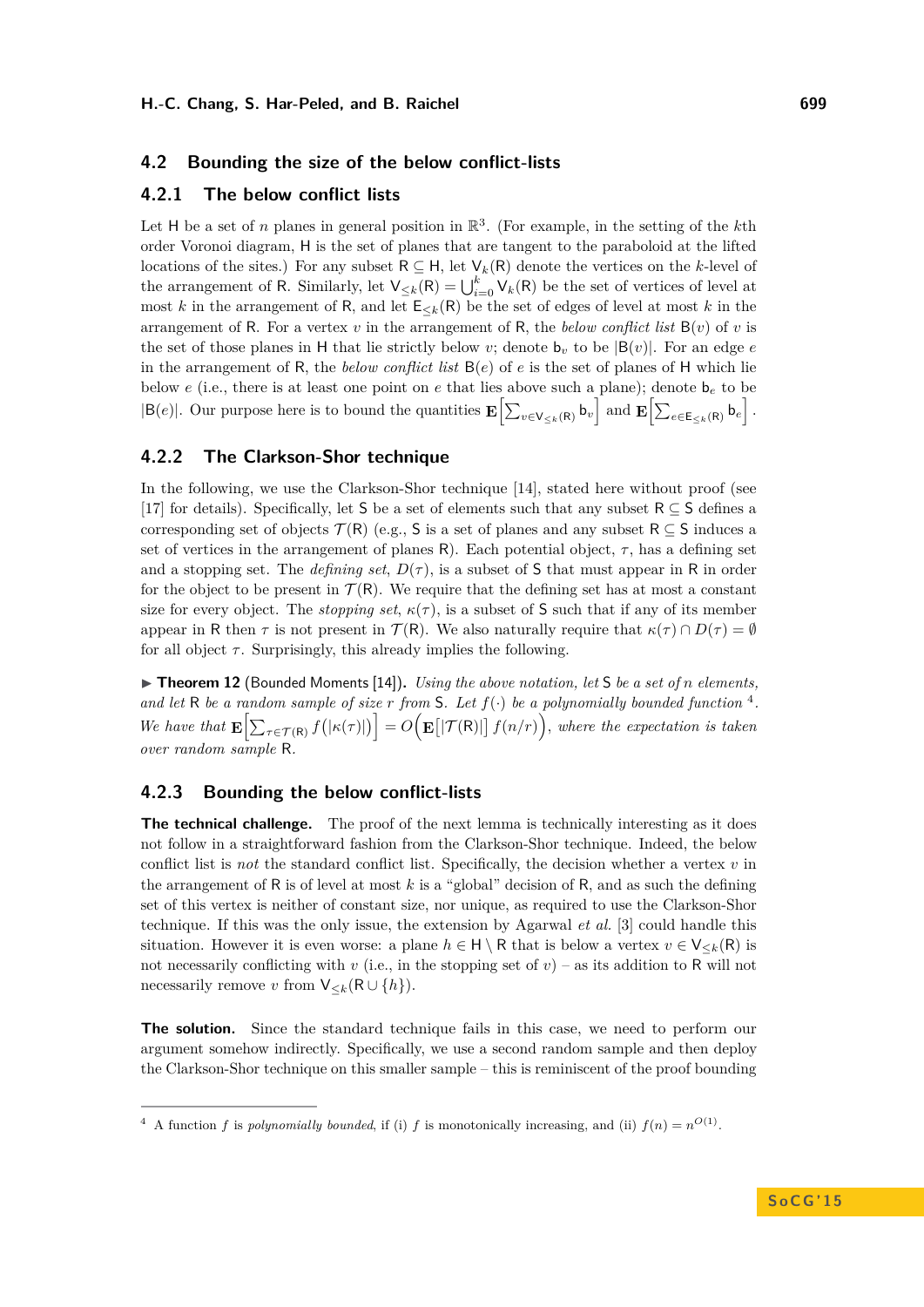## 4.2 Bounding the size of the below conflict-lists

### 4.2.1 The below conflict lists

Let $\mathsf{H}$ be a set of $n$ planes in general position in $\mathbb{R}^3$. (For example, in the setting of the $k$th order Voronoi diagram, $\mathsf{H}$ is the set of planes that are tangent to the paraboloid at the lifted locations of the sites.) For any subset $\mathsf{R} \subseteq \mathsf{H}$, let $\mathsf{V}_k(\mathsf{R})$ denote the vertices on the $k$-level of the arrangement of $\mathsf{R}$. Similarly, let $\mathsf{V}_{\leq k}(\mathsf{R}) = \bigcup_{i=0}^{k} \mathsf{V}_k(\mathsf{R})$ be the set of vertices of level at most $k$ in the arrangement of $\mathsf{R}$, and let $\mathsf{E}_{\leq k}(\mathsf{R})$ be the set of edges of level at most $k$ in the arrangement of $\mathsf{R}$. For a vertex $v$ in the arrangement of $\mathsf{R}$, the *below conflict list* $\mathsf{B}(v)$ of $v$ is the set of those planes in $\mathsf{H}$ that lie strictly below $v$; denote $\mathsf{b}_v$ to be $|\mathsf{B}(v)|$. For an edge $e$ in the arrangement of $\mathsf{R}$, the *below conflict list* $\mathsf{B}(e)$ of $e$ is the set of planes of $\mathsf{H}$ which lie below $e$ (i.e., there is at least one point on $e$ that lies above such a plane); denote $\mathsf{b}_e$ to be $|\mathsf{B}(e)|$. Our purpose here is to bound the quantities $\mathbf{E}\Big[\sum_{v\in \mathsf{V}_{\leq k}(\mathsf{R})} \mathsf{b}_v\Big]$ and $\mathbf{E}\Big[\sum_{e\in \mathsf{E}_{\leq k}(\mathsf{R})} \mathsf{b}_e\Big]$.

### 4.2.2 The Clarkson-Shor technique

In the following, we use the Clarkson-Shor technique [14], stated here without proof (see [17] for details). Specifically, let $\mathsf{S}$ be a set of elements such that any subset $\mathsf{R} \subseteq \mathsf{S}$ defines a corresponding set of objects $\mathcal{T}(\mathsf{R})$ (e.g., $\mathsf{S}$ is a set of planes and any subset $\mathsf{R} \subseteq \mathsf{S}$ induces a set of vertices in the arrangement of planes $\mathsf{R}$). Each potential object, $\tau$, has a defining set and a stopping set. The *defining set*, $D(\tau)$, is a subset of $\mathsf{S}$ that must appear in $\mathsf{R}$ in order for the object to be present in $\mathcal{T}(\mathsf{R})$. We require that the defining set has at most a constant size for every object. The *stopping set*, $\kappa(\tau)$, is a subset of $\mathsf{S}$ such that if any of its member appear in $\mathsf{R}$ then $\tau$ is not present in $\mathcal{T}(\mathsf{R})$. We also naturally require that $\kappa(\tau) \cap D(\tau) = \emptyset$ for all object $\tau$. Surprisingly, this already implies the following.

▶ **Theorem 12** (Bounded Moments [14]). *Using the above notation, let $\mathsf{S}$ be a set of $n$ elements, and let $\mathsf{R}$ be a random sample of size $r$ from $\mathsf{S}$. Let $f(\cdot)$ be a polynomially bounded function* [4]*. We have that $\mathbf{E}\Big[\sum_{\tau\in\mathcal{T}(\mathsf{R})} f\big(|\kappa(\tau)|\big)\Big] = O\Big(\mathbf{E}\big[|\mathcal{T}(\mathsf{R})|\big]\, f(n/r)\Big)$, where the expectation is taken over random sample $\mathsf{R}$.*

### 4.2.3 Bounding the below conflict-lists

**The technical challenge.** The proof of the next lemma is technically interesting as it does not follow in a straightforward fashion from the Clarkson-Shor technique. Indeed, the below conflict list is *not* the standard conflict list. Specifically, the decision whether a vertex $v$ in the arrangement of $\mathsf{R}$ is of level at most $k$ is a "global" decision of $\mathsf{R}$, and as such the defining set of this vertex is neither of constant size, nor unique, as required to use the Clarkson-Shor technique. If this was the only issue, the extension by Agarwal *et al.* [3] could handle this situation. However it is even worse: a plane $h \in \mathsf{H} \setminus \mathsf{R}$ that is below a vertex $v \in \mathsf{V}_{\leq k}(\mathsf{R})$ is not necessarily conflicting with $v$ (i.e., in the stopping set of $v$) – as its addition to $\mathsf{R}$ will not necessarily remove $v$ from $\mathsf{V}_{\leq k}(\mathsf{R} \cup \{h\})$.

**The solution.** Since the standard technique fails in this case, we need to perform our argument somehow indirectly. Specifically, we use a second random sample and then deploy the Clarkson-Shor technique on this smaller sample – this is reminiscent of the proof bounding

---

[4] A function $f$ is *polynomially bounded*, if (i) $f$ is monotonically increasing, and (ii) $f(n) = n^{O(1)}$.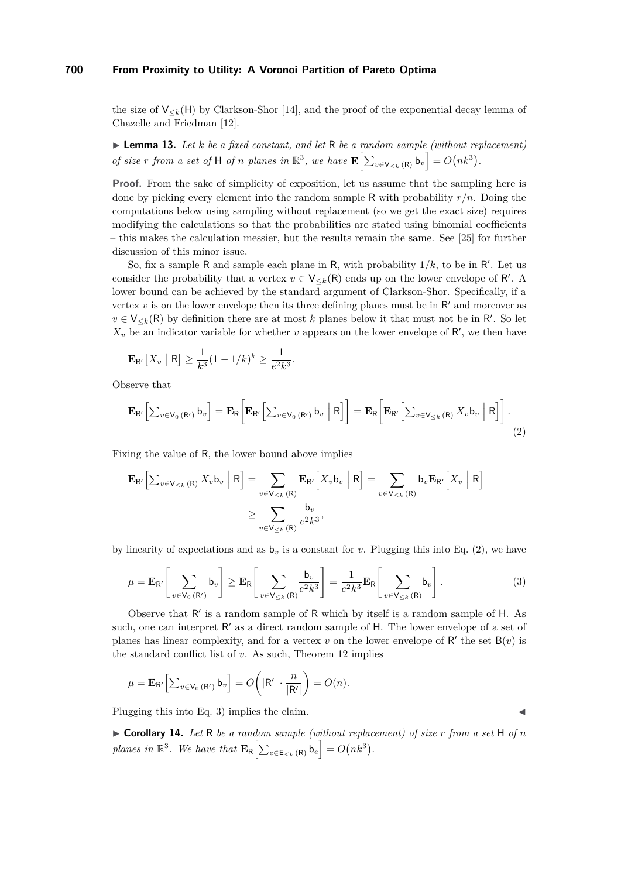the size of $\mathsf{V}_{\leq k}(\mathsf{H})$ by Clarkson-Shor [14], and the proof of the exponential decay lemma of Chazelle and Friedman [12].

▶ **Lemma 13.** *Let $k$ be a fixed constant, and let $\mathsf{R}$ be a random sample (without replacement) of size $r$ from a set of $\mathsf{H}$ of $n$ planes in $\mathbb{R}^3$, we have $\mathbf{E}\Big[\sum_{v \in \mathsf{V}_{\leq k}(\mathsf{R})} \mathsf{b}_v\Big] = O\big(nk^3\big)$.*

**Proof.** From the sake of simplicity of exposition, let us assume that the sampling here is done by picking every element into the random sample $\mathsf{R}$ with probability $r/n$. Doing the computations below using sampling without replacement (so we get the exact size) requires modifying the calculations so that the probabilities are stated using binomial coefficients – this makes the calculation messier, but the results remain the same. See [25] for further discussion of this minor issue.

So, fix a sample $\mathsf{R}$ and sample each plane in $\mathsf{R}$, with probability $1/k$, to be in $\mathsf{R}'$. Let us consider the probability that a vertex $v \in \mathsf{V}_{\leq k}(\mathsf{R})$ ends up on the lower envelope of $\mathsf{R}'$. A lower bound can be achieved by the standard argument of Clarkson-Shor. Specifically, if a vertex $v$ is on the lower envelope then its three defining planes must be in $\mathsf{R}'$ and moreover as $v \in \mathsf{V}_{\leq k}(\mathsf{R})$ by definition there are at most $k$ planes below it that must not be in $\mathsf{R}'$. So let $X_v$ be an indicator variable for whether $v$ appears on the lower envelope of $\mathsf{R}'$, we then have

$$\mathbf{E}_{\mathsf{R}'}\big[X_v \mid \mathsf{R}\big] \geq \frac{1}{k^3}(1 - 1/k)^k \geq \frac{1}{e^2 k^3}.$$

Observe that

$$\mathbf{E}_{\mathsf{R}'}\Big[\sum_{v \in \mathsf{V}_0(\mathsf{R}')} \mathsf{b}_v\Big] = \mathbf{E}_{\mathsf{R}}\Big[\mathbf{E}_{\mathsf{R}'}\Big[\sum_{v \in \mathsf{V}_0(\mathsf{R}')} \mathsf{b}_v \;\Big|\; \mathsf{R}\Big]\Big] = \mathbf{E}_{\mathsf{R}}\Big[\mathbf{E}_{\mathsf{R}'}\Big[\sum_{v \in \mathsf{V}_{\leq k}(\mathsf{R})} X_v \mathsf{b}_v \;\Big|\; \mathsf{R}\Big]\Big]. \tag{2}$$

Fixing the value of $\mathsf{R}$, the lower bound above implies

$$\mathbf{E}_{\mathsf{R}'}\Big[\sum_{v \in \mathsf{V}_{\leq k}(\mathsf{R})} X_v \mathsf{b}_v \;\Big|\; \mathsf{R}\Big] = \sum_{v \in \mathsf{V}_{\leq k}(\mathsf{R})} \mathbf{E}_{\mathsf{R}'}\Big[X_v \mathsf{b}_v \;\Big|\; \mathsf{R}\Big] = \sum_{v \in \mathsf{V}_{\leq k}(\mathsf{R})} \mathsf{b}_v \mathbf{E}_{\mathsf{R}'}\Big[X_v \;\Big|\; \mathsf{R}\Big]$$
$$\geq \sum_{v \in \mathsf{V}_{\leq k}(\mathsf{R})} \frac{\mathsf{b}_v}{e^2 k^3},$$

by linearity of expectations and as $\mathsf{b}_v$ is a constant for $v$. Plugging this into Eq. (2), we have

$$\mu = \mathbf{E}_{\mathsf{R}'}\left[\sum_{v \in \mathsf{V}_0(\mathsf{R}')} \mathsf{b}_v\right] \geq \mathbf{E}_{\mathsf{R}}\left[\sum_{v \in \mathsf{V}_{\leq k}(\mathsf{R})} \frac{\mathsf{b}_v}{e^2 k^3}\right] = \frac{1}{e^2 k^3}\mathbf{E}_{\mathsf{R}}\left[\sum_{v \in \mathsf{V}_{\leq k}(\mathsf{R})} \mathsf{b}_v\right]. \tag{3}$$

Observe that $\mathsf{R}'$ is a random sample of $\mathsf{R}$ which by itself is a random sample of $\mathsf{H}$. As such, one can interpret $\mathsf{R}'$ as a direct random sample of $\mathsf{H}$. The lower envelope of a set of planes has linear complexity, and for a vertex $v$ on the lower envelope of $\mathsf{R}'$ the set $\mathsf{B}(v)$ is the standard conflict list of $v$. As such, Theorem 12 implies

$$\mu = \mathbf{E}_{\mathsf{R}'}\Big[\sum_{v \in \mathsf{V}_0(\mathsf{R}')} \mathsf{b}_v\Big] = O\bigg(|\mathsf{R}'| \cdot \frac{n}{|\mathsf{R}'|}\bigg) = O(n).$$

Plugging this into Eq. 3) implies the claim. ◀

▶ **Corollary 14.** *Let $\mathsf{R}$ be a random sample (without replacement) of size $r$ from a set $\mathsf{H}$ of $n$ planes in $\mathbb{R}^3$. We have that $\mathbf{E}_{\mathsf{R}}\Big[\sum_{e \in \mathsf{E}_{\leq k}(\mathsf{R})} \mathsf{b}_e\Big] = O\big(nk^3\big)$.*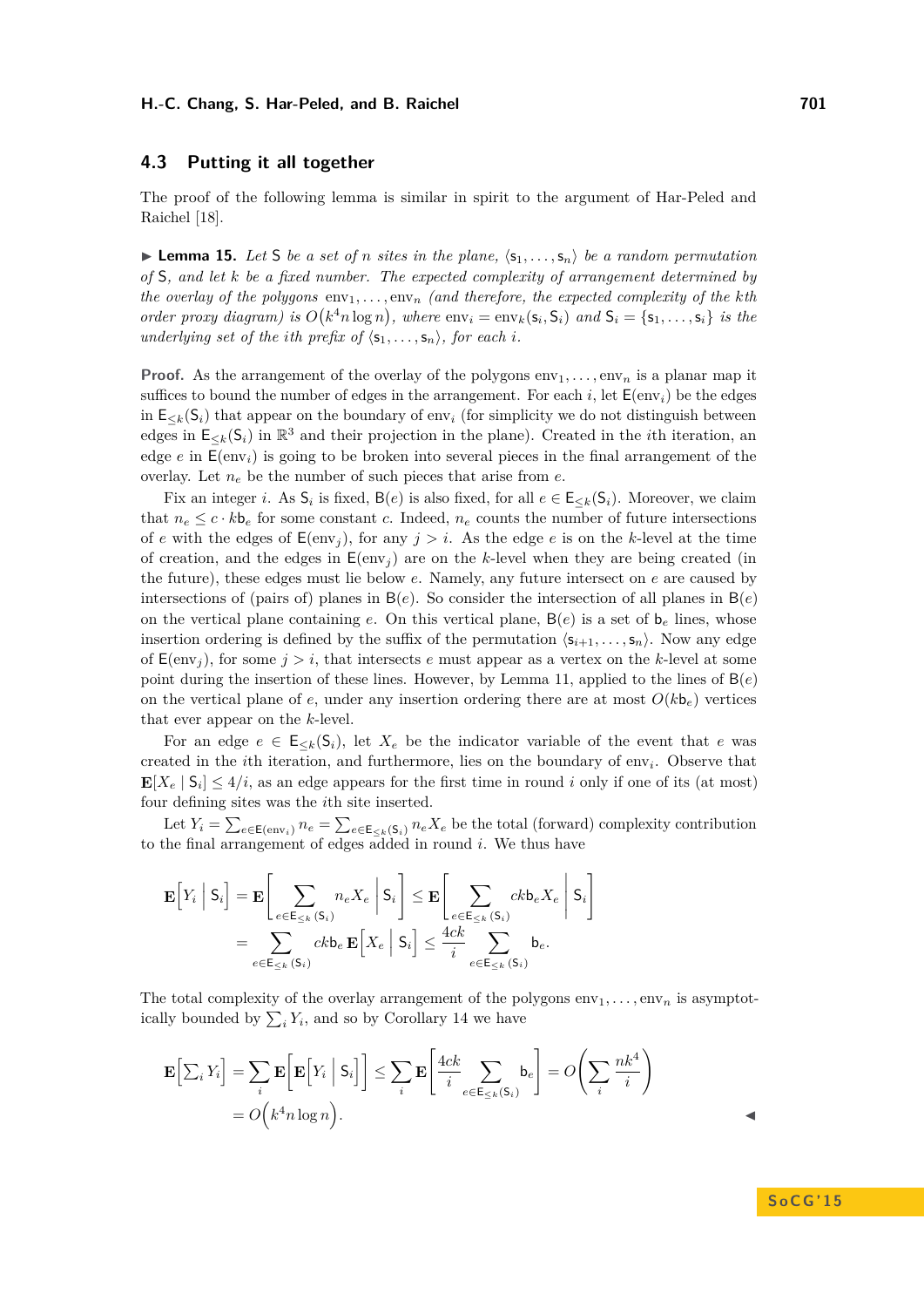## 4.3 Putting it all together

The proof of the following lemma is similar in spirit to the argument of Har-Peled and Raichel [18].

▶ **Lemma 15.** *Let* $\mathsf{S}$ *be a set of* $n$ *sites in the plane,* $\langle \mathsf{s}_1, \ldots, \mathsf{s}_n \rangle$ *be a random permutation of* $\mathsf{S}$*, and let* $k$ *be a fixed number. The expected complexity of arrangement determined by the overlay of the polygons* $\mathrm{env}_1, \ldots, \mathrm{env}_n$ *(and therefore, the expected complexity of the kth order proxy diagram) is* $O(k^4 n \log n)$*, where* $\mathrm{env}_i = \mathrm{env}_k(\mathsf{s}_i, \mathsf{S}_i)$ *and* $\mathsf{S}_i = \{\mathsf{s}_1, \ldots, \mathsf{s}_i\}$ *is the underlying set of the ith prefix of* $\langle \mathsf{s}_1, \ldots, \mathsf{s}_n \rangle$*, for each* $i$.

**Proof.** As the arrangement of the overlay of the polygons $\mathrm{env}_1, \ldots, \mathrm{env}_n$ is a planar map it suffices to bound the number of edges in the arrangement. For each $i$, let $\mathsf{E}(\mathrm{env}_i)$ be the edges in $\mathsf{E}_{\leq k}(\mathsf{S}_i)$ that appear on the boundary of $\mathrm{env}_i$ (for simplicity we do not distinguish between edges in $\mathsf{E}_{\leq k}(\mathsf{S}_i)$ in $\mathbb{R}^3$ and their projection in the plane). Created in the $i$th iteration, an edge $e$ in $\mathsf{E}(\mathrm{env}_i)$ is going to be broken into several pieces in the final arrangement of the overlay. Let $n_e$ be the number of such pieces that arise from $e$.

Fix an integer $i$. As $\mathsf{S}_i$ is fixed, $\mathsf{B}(e)$ is also fixed, for all $e \in \mathsf{E}_{\leq k}(\mathsf{S}_i)$. Moreover, we claim that $n_e \leq c \cdot k\mathsf{b}_e$ for some constant $c$. Indeed, $n_e$ counts the number of future intersections of $e$ with the edges of $\mathsf{E}(\mathrm{env}_j)$, for any $j > i$. As the edge $e$ is on the $k$-level at the time of creation, and the edges in $\mathsf{E}(\mathrm{env}_j)$ are on the $k$-level when they are being created (in the future), these edges must lie below $e$. Namely, any future intersect on $e$ are caused by intersections of (pairs of) planes in $\mathsf{B}(e)$. So consider the intersection of all planes in $\mathsf{B}(e)$ on the vertical plane containing $e$. On this vertical plane, $\mathsf{B}(e)$ is a set of $\mathsf{b}_e$ lines, whose insertion ordering is defined by the suffix of the permutation $\langle \mathsf{s}_{i+1}, \ldots, \mathsf{s}_n \rangle$. Now any edge of $\mathsf{E}(\mathrm{env}_j)$, for some $j > i$, that intersects $e$ must appear as a vertex on the $k$-level at some point during the insertion of these lines. However, by Lemma 11, applied to the lines of $\mathsf{B}(e)$ on the vertical plane of $e$, under any insertion ordering there are at most $O(k\mathsf{b}_e)$ vertices that ever appear on the $k$-level.

For an edge $e \in \mathsf{E}_{\leq k}(\mathsf{S}_i)$, let $X_e$ be the indicator variable of the event that $e$ was created in the $i$th iteration, and furthermore, lies on the boundary of $\mathrm{env}_i$. Observe that $\mathbf{E}[X_e \mid \mathsf{S}_i] \leq 4/i$, as an edge appears for the first time in round $i$ only if one of its (at most) four defining sites was the $i$th site inserted.

Let $Y_i = \sum_{e \in \mathsf{E}(\mathrm{env}_i)} n_e = \sum_{e \in \mathsf{E}_{\leq k}(\mathsf{S}_i)} n_e X_e$ be the total (forward) complexity contribution to the final arrangement of edges added in round $i$. We thus have

$$\mathbf{E}\Big[Y_i \Bigm| \mathsf{S}_i\Big] = \mathbf{E}\left[\sum_{e \in \mathsf{E}_{\leq k}(\mathsf{S}_i)} n_e X_e \,\middle|\, \mathsf{S}_i\right] \leq \mathbf{E}\left[\sum_{e \in \mathsf{E}_{\leq k}(\mathsf{S}_i)} ck\mathsf{b}_e X_e \,\middle|\, \mathsf{S}_i\right]$$
$$= \sum_{e \in \mathsf{E}_{\leq k}(\mathsf{S}_i)} ck\mathsf{b}_e \, \mathbf{E}\Big[X_e \Bigm| \mathsf{S}_i\Big] \leq \frac{4ck}{i} \sum_{e \in \mathsf{E}_{\leq k}(\mathsf{S}_i)} \mathsf{b}_e.$$

The total complexity of the overlay arrangement of the polygons $\mathrm{env}_1, \ldots, \mathrm{env}_n$ is asymptotically bounded by $\sum_i Y_i$, and so by Corollary 14 we have

$$\mathbf{E}\Big[\textstyle\sum_i Y_i\Big] = \displaystyle\sum_i \mathbf{E}\Big[\mathbf{E}\Big[Y_i \Bigm| \mathsf{S}_i\Big]\Big] \leq \sum_i \mathbf{E}\left[\frac{4ck}{i} \sum_{e \in \mathsf{E}_{\leq k}(\mathsf{S}_i)} \mathsf{b}_e\right] = O\left(\sum_i \frac{nk^4}{i}\right)$$
$$= O\Big(k^4 n \log n\Big).$$

◀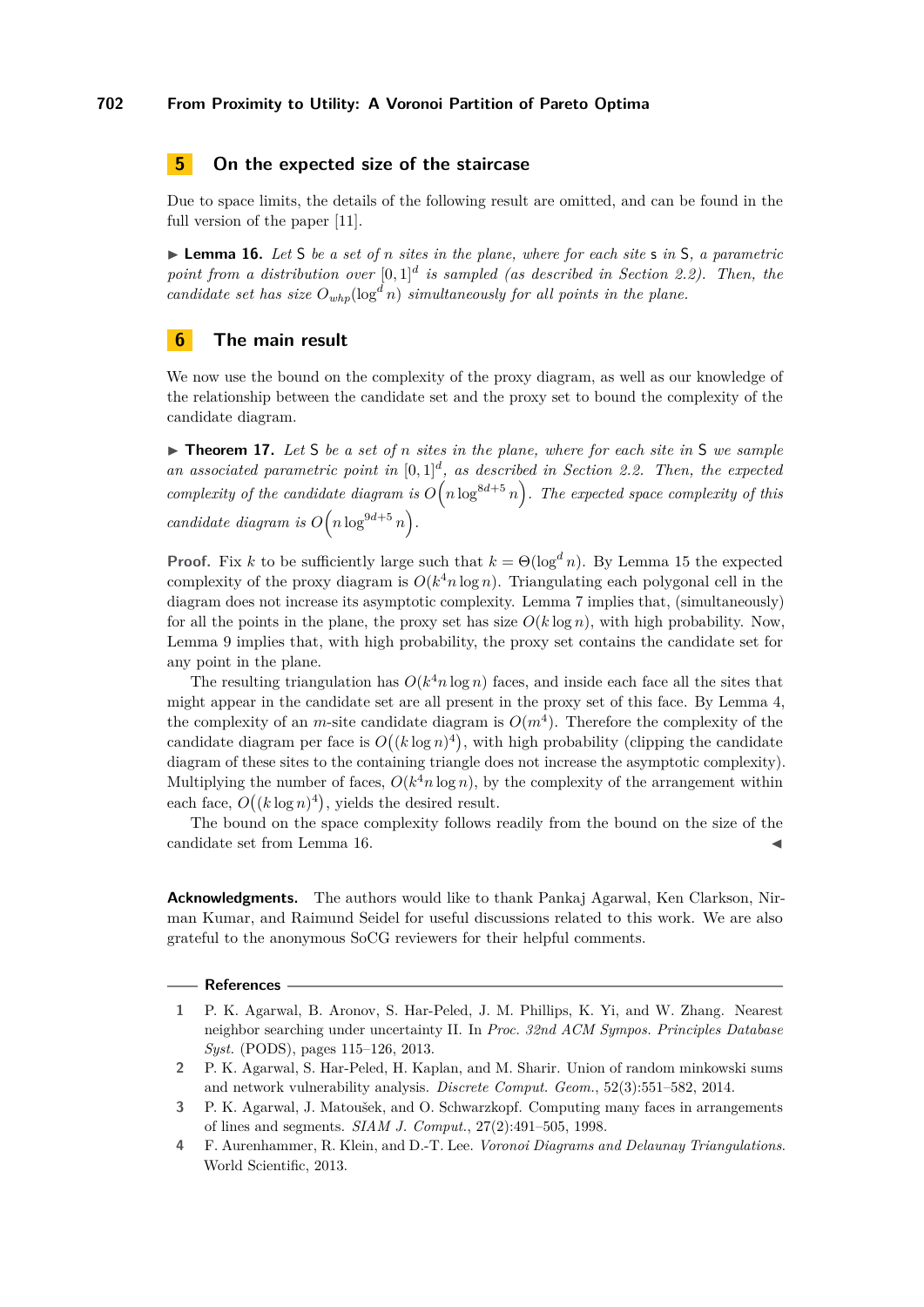## 5 On the expected size of the staircase

Due to space limits, the details of the following result are omitted, and can be found in the full version of the paper [11].

▶ **Lemma 16.** *Let* S *be a set of $n$ sites in the plane, where for each site* s *in* S*, a parametric point from a distribution over $[0,1]^d$ is sampled (as described in Section 2.2). Then, the candidate set has size $O_{whp}(\log^d n)$ simultaneously for all points in the plane.*

## 6 The main result

We now use the bound on the complexity of the proxy diagram, as well as our knowledge of the relationship between the candidate set and the proxy set to bound the complexity of the candidate diagram.

▶ **Theorem 17.** *Let* S *be a set of $n$ sites in the plane, where for each site in* S *we sample an associated parametric point in $[0,1]^d$, as described in Section 2.2. Then, the expected complexity of the candidate diagram is $O\left(n \log^{8d+5} n\right)$. The expected space complexity of this candidate diagram is $O\left(n \log^{9d+5} n\right)$.*

**Proof.** Fix $k$ to be sufficiently large such that $k = \Theta(\log^d n)$. By Lemma 15 the expected complexity of the proxy diagram is $O(k^4 n \log n)$. Triangulating each polygonal cell in the diagram does not increase its asymptotic complexity. Lemma 7 implies that, (simultaneously) for all the points in the plane, the proxy set has size $O(k \log n)$, with high probability. Now, Lemma 9 implies that, with high probability, the proxy set contains the candidate set for any point in the plane.

The resulting triangulation has $O(k^4 n \log n)$ faces, and inside each face all the sites that might appear in the candidate set are all present in the proxy set of this face. By Lemma 4, the complexity of an $m$-site candidate diagram is $O(m^4)$. Therefore the complexity of the candidate diagram per face is $O\big((k \log n)^4\big)$, with high probability (clipping the candidate diagram of these sites to the containing triangle does not increase the asymptotic complexity). Multiplying the number of faces, $O(k^4 n \log n)$, by the complexity of the arrangement within each face, $O\big((k \log n)^4\big)$, yields the desired result.

The bound on the space complexity follows readily from the bound on the size of the candidate set from Lemma 16. ◀

**Acknowledgments.** The authors would like to thank Pankaj Agarwal, Ken Clarkson, Nirman Kumar, and Raimund Seidel for useful discussions related to this work. We are also grateful to the anonymous SoCG reviewers for their helpful comments.

## References

1. P. K. Agarwal, B. Aronov, S. Har-Peled, J. M. Phillips, K. Yi, and W. Zhang. Nearest neighbor searching under uncertainty II. In *Proc. 32nd ACM Sympos. Principles Database Syst.* (PODS), pages 115–126, 2013.
2. P. K. Agarwal, S. Har-Peled, H. Kaplan, and M. Sharir. Union of random minkowski sums and network vulnerability analysis. *Discrete Comput. Geom.*, 52(3):551–582, 2014.
3. P. K. Agarwal, J. Matoušek, and O. Schwarzkopf. Computing many faces in arrangements of lines and segments. *SIAM J. Comput.*, 27(2):491–505, 1998.
4. F. Aurenhammer, R. Klein, and D.-T. Lee. *Voronoi Diagrams and Delaunay Triangulations*. World Scientific, 2013.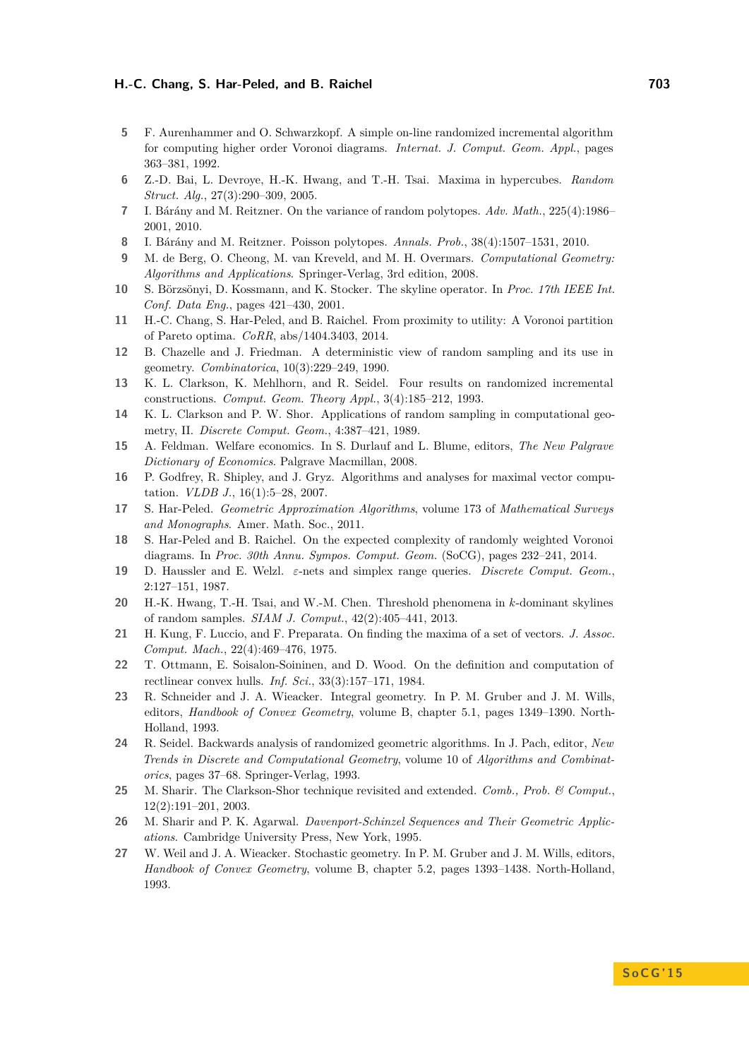5. F. Aurenhammer and O. Schwarzkopf. A simple on-line randomized incremental algorithm for computing higher order Voronoi diagrams. *Internat. J. Comput. Geom. Appl.*, pages 363–381, 1992.
6. Z.-D. Bai, L. Devroye, H.-K. Hwang, and T.-H. Tsai. Maxima in hypercubes. *Random Struct. Alg.*, 27(3):290–309, 2005.
7. I. Bárány and M. Reitzner. On the variance of random polytopes. *Adv. Math.*, 225(4):1986–2001, 2010.
8. I. Bárány and M. Reitzner. Poisson polytopes. *Annals. Prob.*, 38(4):1507–1531, 2010.
9. M. de Berg, O. Cheong, M. van Kreveld, and M. H. Overmars. *Computational Geometry: Algorithms and Applications*. Springer-Verlag, 3rd edition, 2008.
10. S. Börzsönyi, D. Kossmann, and K. Stocker. The skyline operator. In *Proc. 17th IEEE Int. Conf. Data Eng.*, pages 421–430, 2001.
11. H.-C. Chang, S. Har-Peled, and B. Raichel. From proximity to utility: A Voronoi partition of Pareto optima. *CoRR*, abs/1404.3403, 2014.
12. B. Chazelle and J. Friedman. A deterministic view of random sampling and its use in geometry. *Combinatorica*, 10(3):229–249, 1990.
13. K. L. Clarkson, K. Mehlhorn, and R. Seidel. Four results on randomized incremental constructions. *Comput. Geom. Theory Appl.*, 3(4):185–212, 1993.
14. K. L. Clarkson and P. W. Shor. Applications of random sampling in computational geometry, II. *Discrete Comput. Geom.*, 4:387–421, 1989.
15. A. Feldman. Welfare economics. In S. Durlauf and L. Blume, editors, *The New Palgrave Dictionary of Economics*. Palgrave Macmillan, 2008.
16. P. Godfrey, R. Shipley, and J. Gryz. Algorithms and analyses for maximal vector computation. *VLDB J.*, 16(1):5–28, 2007.
17. S. Har-Peled. *Geometric Approximation Algorithms*, volume 173 of *Mathematical Surveys and Monographs*. Amer. Math. Soc., 2011.
18. S. Har-Peled and B. Raichel. On the expected complexity of randomly weighted Voronoi diagrams. In *Proc. 30th Annu. Sympos. Comput. Geom.* (SoCG), pages 232–241, 2014.
19. D. Haussler and E. Welzl. $\varepsilon$-nets and simplex range queries. *Discrete Comput. Geom.*, 2:127–151, 1987.
20. H.-K. Hwang, T.-H. Tsai, and W.-M. Chen. Threshold phenomena in $k$-dominant skylines of random samples. *SIAM J. Comput.*, 42(2):405–441, 2013.
21. H. Kung, F. Luccio, and F. Preparata. On finding the maxima of a set of vectors. *J. Assoc. Comput. Mach.*, 22(4):469–476, 1975.
22. T. Ottmann, E. Soisalon-Soininen, and D. Wood. On the definition and computation of rectlinear convex hulls. *Inf. Sci.*, 33(3):157–171, 1984.
23. R. Schneider and J. A. Wieacker. Integral geometry. In P. M. Gruber and J. M. Wills, editors, *Handbook of Convex Geometry*, volume B, chapter 5.1, pages 1349–1390. North-Holland, 1993.
24. R. Seidel. Backwards analysis of randomized geometric algorithms. In J. Pach, editor, *New Trends in Discrete and Computational Geometry*, volume 10 of *Algorithms and Combinatorics*, pages 37–68. Springer-Verlag, 1993.
25. M. Sharir. The Clarkson-Shor technique revisited and extended. *Comb., Prob. & Comput.*, 12(2):191–201, 2003.
26. M. Sharir and P. K. Agarwal. *Davenport-Schinzel Sequences and Their Geometric Applications*. Cambridge University Press, New York, 1995.
27. W. Weil and J. A. Wieacker. Stochastic geometry. In P. M. Gruber and J. M. Wills, editors, *Handbook of Convex Geometry*, volume B, chapter 5.2, pages 1393–1438. North-Holland, 1993.